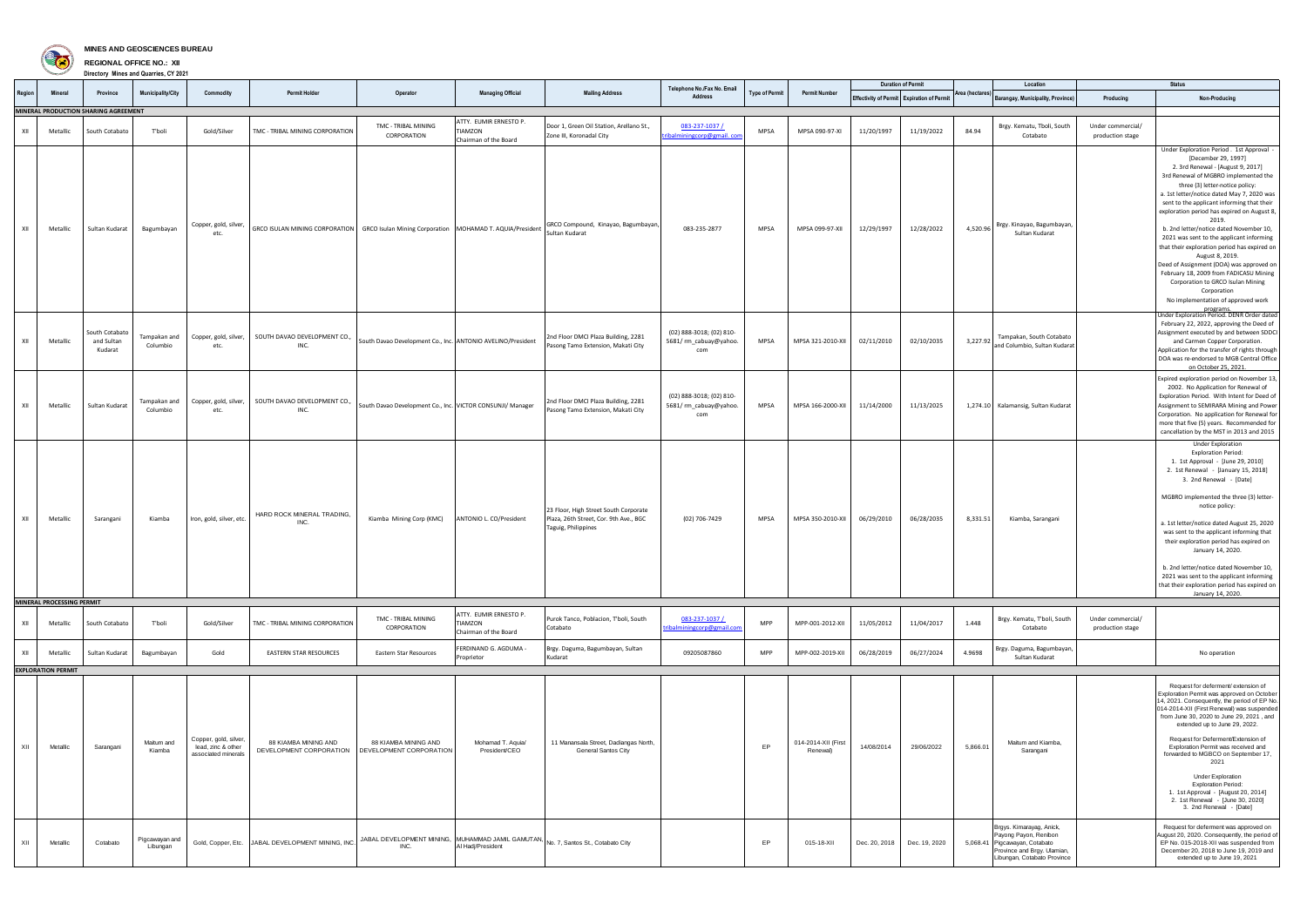**MINES AND GEOSCIENCES BUREAU**

**REGIONAL OFFICE NO.: XII**

**Directory Mines and Quarries, CY 2021**

| Region | Mineral | Province | Municipality/City | Commodity | Permit Holder | Operator | Managing Official | Mailing Address | Telephone No./Fax No. Email Address | Type of Permit | Permit Number | Duration of Permit | | Area (hectares) | Location | Status | |
|---|---|---|---|---|---|---|---|---|---|---|---|---|---|---|---|---|---|
| | | | | | | | | | | | | Effectivity of Permit | Expiration of Permit | | Barangay, Municipality, Province) | Producing | Non-Producing |
| **MINERAL PRODUCTION SHARING AGREEMENT** | | | | | | | | | | | | | | | | | |
| XII | Metallic | South Cotabato | T'boli | Gold/Silver | TMC - TRIBAL MINING CORPORATION | TMC - TRIBAL MINING CORPORATION | ATTY. EUMIR ERNESTO P. TIAMZON Chairman of the Board | Door 1, Green Oil Station, Arellano St., Zone III, Koronadal City | 083-237-1037 / tribalminingcorp@gmail.com | MPSA | MPSA 090-97-XI | 11/20/1997 | 11/19/2022 | 84.94 | Brgy. Kematu, Tboli, South Cotabato | Under commercial/ production stage | |
| XII | Metallic | Sultan Kudarat | Bagumbayan | Copper, gold, silver, etc. | GRCO ISULAN MINING CORPORATION | GRCO Isulan Mining Corporation | MOHAMAD T. AQUIA/President | GRCO Compound, Kinayao, Bagumbayan, Sultan Kudarat | 083-235-2877 | MPSA | MPSA 099-97-XII | 12/29/1997 | 12/28/2022 | 4,520.96 | Brgy. Kinayao, Bagumbayan, Sultan Kudarat | | Under Exploration Period . 1st Approval - [December 29, 1997] 2. 3rd Renewal - [August 9, 2017] 3rd Renewal of MGBRO implemented the three (3) letter-notice policy: a. 1st letter/notice dated May 7, 2020 was sent to the applicant informing that their exploration period has expired on August 8, 2019. b. 2nd letter/notice dated November 10, 2021 was sent to the applicant informing that their exploration period has expired on August 8, 2019. Deed of Assignment (DOA) was approved on February 18, 2009 from FADICASU Mining Corporation to GRCO Isulan Mining Corporation No implementation of approved work programs. |
| XII | Metallic | South Cotabato and Sultan Kudarat | Tampakan and Columbio | Copper, gold, silver, etc. | SOUTH DAVAO DEVELOPMENT CO., INC. | South Davao Development Co., Inc. | ANTONIO AVELINO/President | 2nd Floor DMCI Plaza Building, 2281 Pasong Tamo Extension, Makati City | (02) 888-3018; (02) 810-5681/ rm_cabuay@yahoo.com | MPSA | MPSA 321-2010-XII | 02/11/2010 | 02/10/2035 | 3,227.92 | Tampakan, South Cotabato and Columbio, Sultan Kudarat | | Under Exploration Period. DENR Order dated February 22, 2022, approving the Deed of Assignment executed by and between SDDCI and Carmen Copper Corporation. Application for the transfer of rights through DOA was re-endorsed to MGB Central Office on October 25, 2021. |
| XII | Metallic | Sultan Kudarat | Tampakan and Columbio | Copper, gold, silver, etc. | SOUTH DAVAO DEVELOPMENT CO., INC. | South Davao Development Co., Inc. | VICTOR CONSUNJI/ Manager | 2nd Floor DMCI Plaza Building, 2281 Pasong Tamo Extension, Makati City | (02) 888-3018; (02) 810-5681/ rm_cabuay@yahoo.com | MPSA | MPSA 166-2000-XII | 11/14/2000 | 11/13/2025 | 1,274.10 | Kalamansig, Sultan Kudarat | | Expired exploration period on November 13, 2002. No Application for Renewal of Exploration Period. With Intent for Deed of Assignment to SEMIRARA Mining and Power Corporation. No application for Renewal for more that five (5) years. Recommended for cancellation by the MST in 2013 and 2015 |
| XII | Metallic | Sarangani | Kiamba | Iron, gold, silver, etc. | HARD ROCK MINERAL TRADING, INC. | Kiamba Mining Corp (KMC) | ANTONIO L. CO/President | 23 Floor, High Street South Corporate Plaza, 26th Street, Cor. 9th Ave., BGC Taguig, Philippines | (02) 706-7429 | MPSA | MPSA 350-2010-XII | 06/29/2010 | 06/28/2035 | 8,331.51 | Kiamba, Sarangani | | Under Exploration Exploration Period: 1. 1st Approval - [June 29, 2010] 2. 1st Renewal - [January 15, 2018] 3. 2nd Renewal - [Date] MGBRO implemented the three (3) letter-notice policy: a. 1st letter/notice dated August 25, 2020 was sent to the applicant informing that their exploration period has expired on January 14, 2020. b. 2nd letter/notice dated November 10, 2021 was sent to the applicant informing that their exploration period has expired on January 14, 2020. |
| **MINERAL PROCESSING PERMIT** | | | | | | | | | | | | | | | | | |
| XII | Metallic | South Cotabato | T'boli | Gold/Silver | TMC - TRIBAL MINING CORPORATION | TMC - TRIBAL MINING CORPORATION | ATTY. EUMIR ERNESTO P. TIAMZON Chairman of the Board | Purok Tanco, Poblacion, T'boli, South Cotabato | 083-237-1037 / tribalminingcorp@gmail.com | MPP | MPP-001-2012-XII | 11/05/2012 | 11/04/2017 | 1.448 | Brgy. Kematu, T'boli, South Cotabato | Under commercial/ production stage | |
| XII | Metallic | Sultan Kudarat | Bagumbayan | Gold | EASTERN STAR RESOURCES | Eastern Star Resources | FERDINAND G. AGDUMA - Proprietor | Brgy. Daguma, Bagumbayan, Sultan Kudarat | 09205087860 | MPP | MPP-002-2019-XII | 06/28/2019 | 06/27/2024 | 4.9698 | Brgy. Daguma, Bagumbayan, Sultan Kudarat | | No operation |
| **EXPLORATION PERMIT** | | | | | | | | | | | | | | | | | |
| XII | Metallic | Sarangani | Maitum and Kiamba | Copper, gold, silver, lead, zinc & other associated minerals | 88 KIAMBA MINING AND DEVELOPMENT CORPORATION | 88 KIAMBA MINING AND DEVELOPMENT CORPORATION | Mohamad T. Aquia/ President/CEO | 11 Manansala Street, Dadiangas North, General Santos City | | EP | 014-2014-XII (First Renewal) | 14/08/2014 | 29/06/2022 | 5,866.01 | Maitum and Kiamba, Sarangani | | Request for deferment/ extension of Exploration Permit was approved on October 14, 2021. Consequently, the period of EP No. 014-2014-XII (First Renewal) was suspended from June 30, 2020 to June 29, 2021 , and extended up to June 29, 2022. Request for Deferment/Extension of Exploration Permit was received and forwarded to MGBCO on September 17, 2021 Under Exploration Exploration Period: 1. 1st Approval - [August 20, 2014] 2. 1st Renewal - [June 30, 2020] 3. 2nd Renewal - [Date] |
| XII | Metallic | Cotabato | Pigcawayan and Libungan | Gold, Copper, Etc. | JABAL DEVELOPMENT MINING, INC. | JABAL DEVELOPMENT MINING, INC. | MUHAMMAD JAMIL GAMUTAN, Al Hadj/President | No. 7, Santos St., Cotabato City | | EP | 015-18-XII | Dec. 20, 2018 | Dec. 19, 2020 | 5,068.41 | Brgys. Kimarayag, Anick, Payong Payon, Renibon Pigcawayan, Cotabato Province and Brgy. Ulamian, Libungan, Cotabato Province | | Request for deferment was approved on August 20, 2020. Consequently, the period of EP No. 015-2018-XII was suspended from December 20, 2018 to June 19, 2019 and extended up to June 19, 2021 |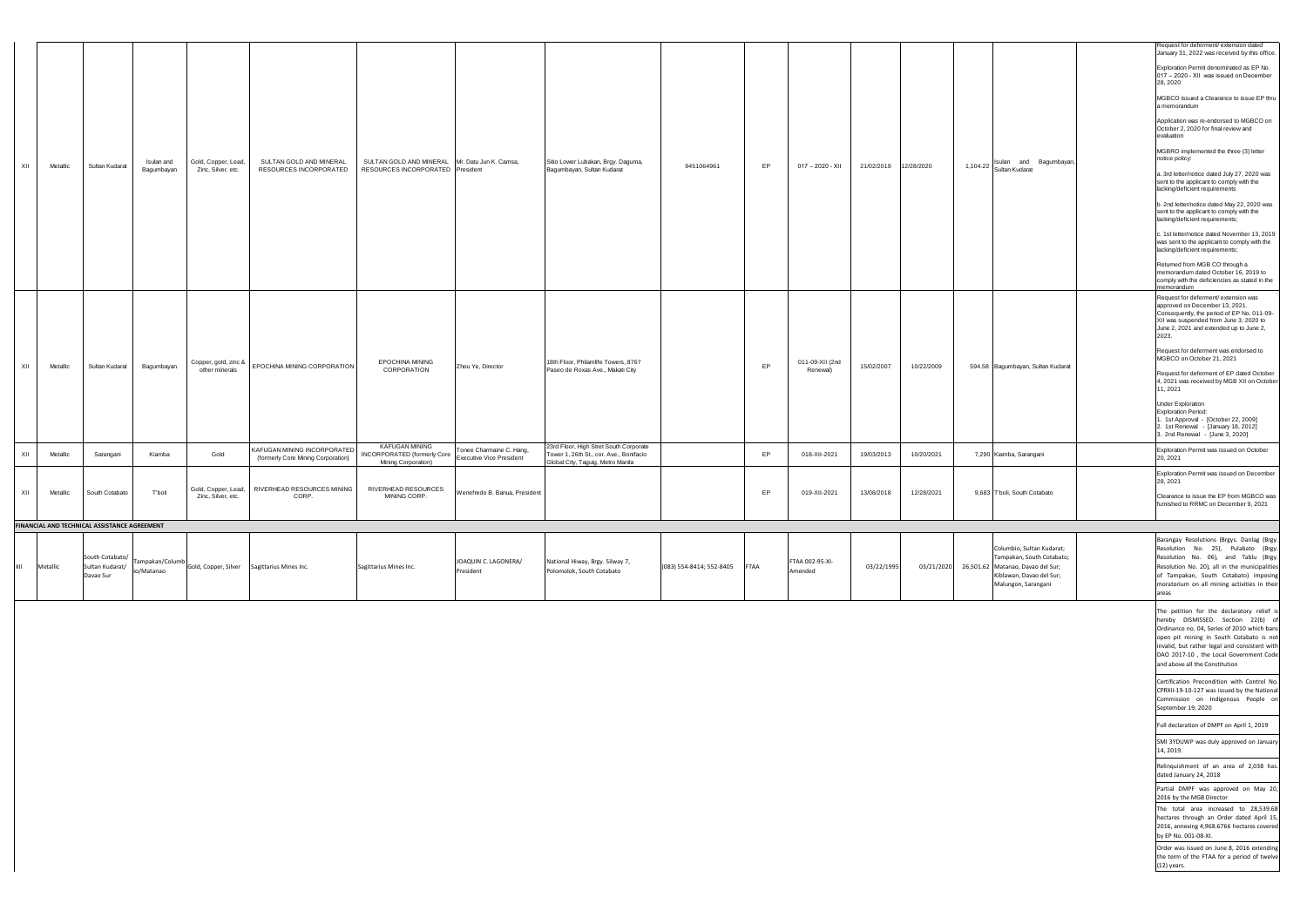| | | | | | | | | | | | | | | | | | |
|---|---|---|---|---|---|---|---|---|---|---|---|---|---|---|---|---|---|
| XII | Metallic | Sultan Kudarat | Isulan and Bagumbayan | Gold, Copper, Lead, Zinc, Silver, etc. | SULTAN GOLD AND MINERAL RESOURCES INCORPORATED | SULTAN GOLD AND MINERAL RESOURCES INCORPORATED | Mr. Datu Jun K. Camsa, President | Sitio Lower Lubakan, Brgy. Daguma, Bagumbayan, Sultan Kudarat | 9451064961 | EP | 017 – 2020 - XII | 21/02/2019 | 12/28/2020 | 1,104.22 | Isulan and Bagumbayan, Sultan Kudarat | | Request for deferment/ extension dated January 31, 2022 was received by this office.<br><br>Exploration Permit denominated as EP No. 017 – 2020 - XII was issued on December 28, 2020<br><br>MGBCO issued a Clearance to issue EP thru a memorandum<br><br>Application was re-endorsed to MGBCO on October 2, 2020 for final review and evaluation<br><br>MGBRO implemented the three (3) letter notice policy:<br><br>a. 3rd letter/notice dated July 27, 2020 was sent to the applicant to comply with the lacking/deficient requirements<br><br>b. 2nd letter/notice dated May 22, 2020 was sent to the applicant to comply with the lacking/deficient requirements;<br><br>c. 1st letter/notice dated November 13, 2019 was sent to the applicant to comply with the lacking/deficient requirements;<br><br>Returned from MGB CO through a memorandum dated October 16, 2019 to comply with the deficiencies as stated in the memorandum |
| XII | Metallic | Sultan Kudarat | Bagumbayan | Copper, gold, zinc & other minerals | EPOCHINA MINING CORPORATION | EPOCHINA MINING CORPORATION | Zhou Ye, Director | 18th Floor, Philamlife Towers, 8767 Paseo de Roxas Ave., Makati City | | EP | 011-09-XII (2nd Renewal) | 15/02/2007 | 10/22/2009 | 594.58 | Bagumbayan, Sultan Kudarat | | Request for deferment/ extension was approved on December 13, 2021. Consequently, the period of EP No. 011-09-XII was suspended from June 3, 2020 to June 2, 2021 and extended up to June 2, 2023.<br><br>Request for deferment was endorsed to MGBCO on October 21, 2021<br><br>Request for deferment of EP dated October 4, 2021 was received by MGB XII on October 11, 2021<br><br>Under Exploration<br>Exploration Period:<br>1. 1st Approval - [October 22, 2009]<br>2. 1st Renewal - [January 18, 2012]<br>3. 2nd Renewal - [June 3, 2020] |
| XII | Metallic | Sarangani | Kiamba | Gold | KAFUGAN MINING INCORPORATED (formerly Core Mining Corporation) | KAFUGAN MINING INCORPORATED (formerly Core Mining Corporation) | Tonee Charmaine C. Hang, Executive Vice President | 23rd Floor, High Stret South Corporate Tower 1, 26th St., cor. Ave., Bonifacio Global City, Taguig, Metro Manila | | EP | 018-XII-2021 | 19/03/2013 | 10/20/2021 | 7,290 | Kiamba, Sarangani | | Exploration Permit was issued on October 20, 2021 |
| XII | Metallic | South Cotabato | T'boli | Gold, Copper, Lead, Zinc, Silver, etc. | RIVERHEAD RESOURCES MINING CORP. | RIVERHEAD RESOURCES MINING CORP. | Wenefredo B. Banua, President | | | EP | 019-XII-2021 | 13/08/2018 | 12/28/2021 | 9,683 | T'boli, South Cotabato | | Exploration Permit was issued on December 28, 2021<br><br>Clearance to issue the EP from MGBCO was furnished to RRMC on December 9, 2021 |
| **FINANCIAL AND TECHNICAL ASSISTANCE AGREEMENT** | | | | | | | | | | | | | | | | | |
| XII | Metallic | South Cotabato/ Sultan Kudarat/ Davao Sur | Tampakan/Columbio/Matanao | Gold, Copper, Silver | Sagittarius Mines Inc. | Sagittarius Mines Inc. | JOAQUIN C. LAGONERA/ President | National Hiway, Brgy. Silway 7, Polomolok, South Cotabato | (083) 554-8414; 552-8405 | FTAA | FTAA 002-95-XI-Amended | 03/22/1995 | 03/21/2020 | 26,501.62 | Columbio, Sultan Kudarat; Tampakan, South Cotabato; Matanao, Davao del Sur; Kiblawan, Davao del Sur; Malungon, Sarangani | | Barangay Resolutions (Brgys. Danlag (Brgy. Resolution No. 25), Pulabato (Brgy. Resolution No. 06), and Tablu (Brgy. Resolution No. 20), all in the municipalities of Tampakan, South Cotabato) imposing moratorium on all mining activities in their areas<br><br>The petition for the declaratory relief is hereby DISMISSED. Section 22(b) of Ordinance no. 04, Series of 2010 which bans open pit mining in South Cotabato is not invalid, but rather legal and consistent with DAO 2017-10 , the Local Government Code and above all the Constitution<br><br>Certification Precondition with Control No. CPRXII-19-10-127 was issued by the National Commission on Indigenous People on September 19, 2020<br><br>Full declaration of DMPF on April 1, 2019<br><br>SMI 3YDUWP was duly approved on January 14, 2019.<br><br>Relinquishment of an area of 2,038 has. dated January 24, 2018<br><br>Partial DMPF was approved on May 20, 2016 by the MGB Director<br><br>The total area increased to 28,539.68 hectares through an Order dated April 15, 2016, annexing 4,968.6766 hectares covered by EP No. 001-08-XI.<br><br>Order was issued on June 8, 2016 extending the term of the FTAA for a period of twelve (12) years. |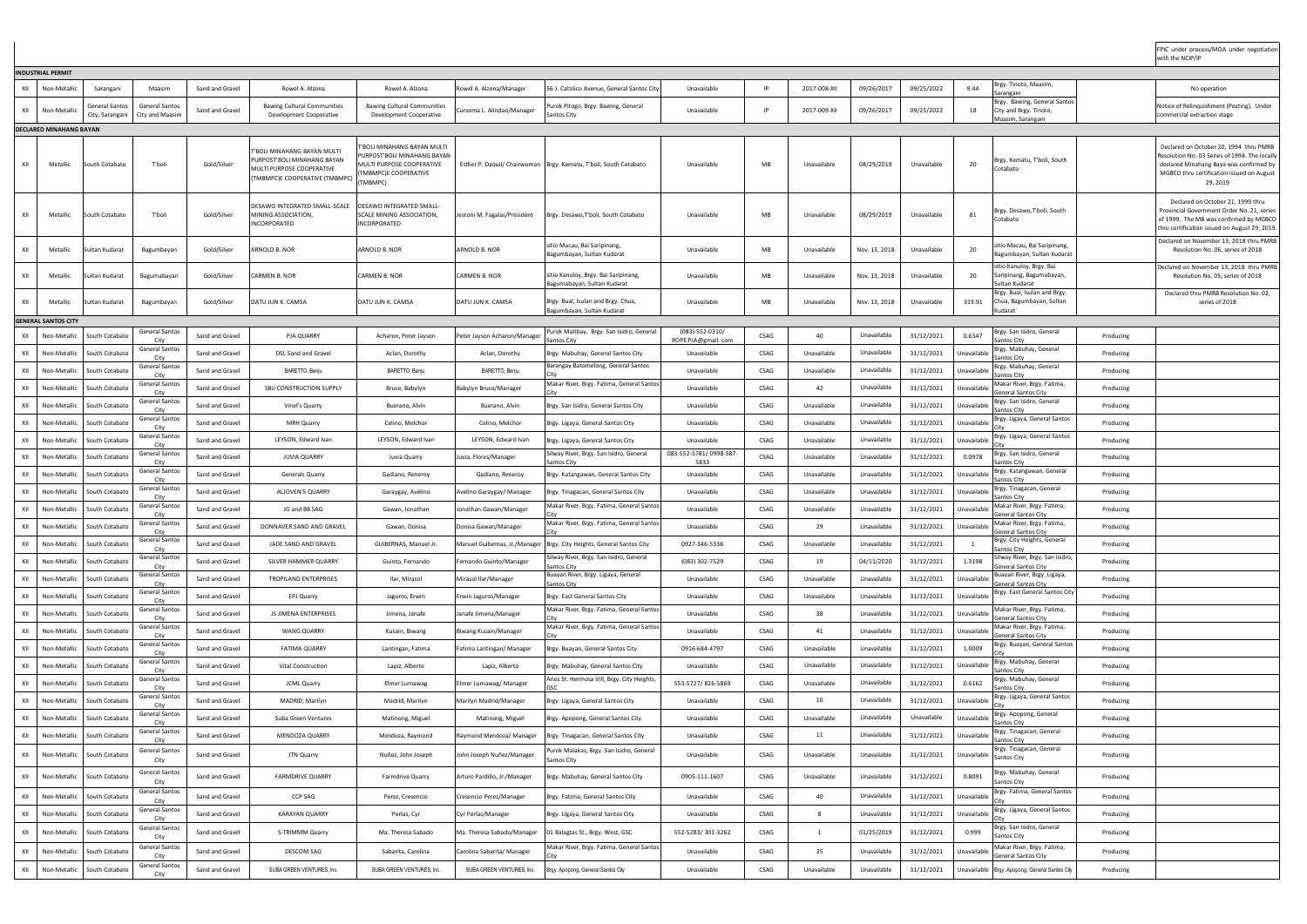FPIC under process/MOA under negotiation with the NCIP/IP

| | | | | | | | | | | | | | | | | | |
|---|---|---|---|---|---|---|---|---|---|---|---|---|---|---|---|---|---|
| **INDUSTRIAL PERMIT** | | | | | | | | | | | | | | | | | |
| XII | Non-Metallic | Sarangani | Maasim | Sand and Gravel | Rowel A. Alzona | Rowel A. Alzona | Rowel A. Alzona/Manager | 56 J. Catolico Avenue, General Santos City | Unavailable | IP | 2017-008-XII | 09/26/2017 | 09/25/2022 | 9.44 | Brgy. Tinoto, Maasim, Sarangani | | No operation |
| XII | Non-Metallic | General Santos City, Sarangani | General Santos City and Maasim | Sand and Gravel | Bawing Cultural Communities Development Cooperative | Bawing Cultural Communities Development Cooperative | Cursoma L. Alindao/Manager | Purok Pitogo, Brgy. Bawing, General Santos City | Unavailable | IP | 2017-009-XII | 09/26/2017 | 09/25/2022 | 18 | Brgy. Bawing, General Santos City and Brgy. Tinoto, Maasim, Sarangani | | Notice of Relinquishment (Posting). Under commercial extraction stage |
| **DECLARED MINAHANG BAYAN** | | | | | | | | | | | | | | | | | |
| XII | Metallic | South Cotabato | T'boli | Gold/Silver | T'BOLI MINAHANG BAYAN MULTI PURPOSE'BOLI MINAHANG BAYAN MULTI PURPOSE COOPERATIVE (TMBMPC)E COOPERATIVE (TMBMPC) | T'BOLI MINAHANG BAYAN MULTI PURPOSE'BOLI MINAHANG BAYAN MULTI PURPOSE COOPERATIVE (TMBMPC)E COOPERATIVE (TMBMPC) | Esther P. Daquil/ Chairwoman | Brgy. Kematu, T'boli, South Cotabato | Unavailable | MB | Unavailable | 08/29/2019 | Unavailable | 20 | Brgy. Kematu, T'boli, South Cotabato | | Declared on October 20, 1994 thru PMRB Resolution No. 03 Series of 1994. The locally declared Minahang Baya was confirmed by MGBCO thru certification issued on August 29, 2019 |
| XII | Metallic | South Cotabato | T'boli | Gold/Silver | DESAWO INTEGRATED SMALL-SCALE MINING ASSOCIATION, INCORPORATED | DESAWO INTEGRATED SMALL-SCALE MINING ASSOCIATION, INCORPORATED | Jestoni M. Fagalas/President | Brgy. Desawo,T'boli, South Cotabato | Unavailable | MB | Unavailable | 08/29/2019 | Unavailable | 81 | Brgy. Desawo,T'boli, South Cotabato | | Declared on October 21, 1999 thru Provincial Government Order No. 21, series of 1999. The MB was confirmed by MGBCO thru certification issued on August 29, 2019. |
| XII | Metallic | Sultan Kudarat | Bagumbayan | Gold/Silver | ARNOLD B. NOR | ARNOLD B. NOR | ARNOLD B. NOR | sitio Macau, Bai Saripinang, Bagumbayan, Sultan Kudarat | Unavailable | MB | Unavailable | Nov. 13, 2018 | Unavailable | 20 | sitio Macau, Bai Saripinang, Bagumbayan, Sultan Kudarat | | Declared on November 13, 2018 thru PMRB Resolution No. 06, series of 2018 |
| XII | Metallic | Sultan Kudarat | Bagumabayan | Gold/Silver | CARMEN B. NOR | CARMEN B. NOR | CARMEN B. NOR | sitio Kanuloy, Brgy. Bai Saripinang, Bagumabayan, Sultan Kudarat | Unavailable | MB | Unavailable | Nov. 13, 2018 | Unavailable | 20 | sitio Kanuloy, Brgy. Bai Saripinang, Bagumabayan, Sultan Kudarat | | Declared on November 13, 2018 thru PMRB Resolution No. 05, series of 2018 |
| XII | Metallic | Sultan Kudarat | Bagumbayan | Gold/Silver | DATU JUN K. CAMSA | DATU JUN K. CAMSA | DATU JUN K. CAMSA | Brgy. Bual, Isulan and Brgy. Chua, Bagumbayan, Sultan Kudarat | Unavailable | MB | Unavailable | Nov. 13, 2018 | Unavailable | 319.91 | Brgy. Bual, Isulan and Brgy. Chua, Bagumbayan, Sultan Kudarat | | Declared thru PMRB Resolution No. 02, series of 2018 |
| **GENERAL SANTOS CITY** | | | | | | | | | | | | | | | | | |
| XII | Non-Metallic | South Cotabato | General Santos City | Sand and Gravel | PJA QUARRY | Acharon, Peter Jayson | Peter Jayson Acharon/Manager | Purok Matibay, Brgy. San Isidro, General Santos City | (083)-552-0310/ ROPE.PJA@gmail.com | CSAG | 40 | Unavailable | 31/12/2021 | 0.6347 | Brgy. San Isidro, General Santos City | Producing | |
| XII | Non-Metallic | South Cotabato | General Santos City | Sand and Gravel | DSL Sand and Gravel | Aclan, Dorothy | Aclan, Dorothy | Brgy. Mabuhay, General Santos City | Unavailable | CSAG | Unavailable | Unavailable | 31/12/2021 | Unavailable | Brgy. Mabuhay, General Santos City | Producing | |
| XII | Non-Metallic | South Cotabato | General Santos City | Sand and Gravel | BARETTO, Benju | BARETTO, Benju | BARETTO, Benju | Barangay Batomelong, General Santos City | Unavailable | CSAG | Unavailable | Unavailable | 31/12/2021 | Unavailable | Brgy. Mabuhay, General Santos City | Producing | |
| XII | Non-Metallic | South Cotabato | General Santos City | Sand and Gravel | SBU CONSTRUCTION SUPPLY | Bruce, Babylyn | Babylyn Bruce/Manager | Makar River, Brgy. Fatima, General Santos City | Unavailable | CSAG | 42 | Unavailable | 31/12/2021 | Unavailable | Makar River, Brgy. Fatima, General Santos City | Producing | |
| XII | Non-Metallic | South Cotabato | General Santos City | Sand and Gravel | Vinel's Quarry | Buerano, Alvin | Buerano, Alvin | Brgy. San Isidro, General Santos City | Unavailable | CSAG | Unavailable | Unavailable | 31/12/2021 | Unavailable | Brgy. San Isidro, General Santos City | Producing | |
| XII | Non-Metallic | South Cotabato | General Santos City | Sand and Gravel | MRH Quarry | Celino, Melchor | Celino, Melchor | Brgy. Ligaya, General Santos City | Unavailable | CSAG | Unavailable | Unavailable | 31/12/2021 | Unavailable | Brgy. Ligaya, General Santos City | Producing | |
| XII | Non-Metallic | South Cotabato | General Santos City | Sand and Gravel | LEYSON, Edward Ivan | LEYSON, Edward Ivan | LEYSON, Edward Ivan | Brgy. Ligaya, General Santos City | Unavailable | CSAG | Unavailable | Unavailable | 31/12/2021 | Unavailable | Brgy. Ligaya, General Santos City | Producing | |
| XII | Non-Metallic | South Cotabato | General Santos City | Sand and Gravel | JUVIA QUARRY | Juvia Quarry | Juvia, Flores/Manager | Silway River, Brgy. San Isidro, General Santos City | 083-552-5781/ 0998-587-5833 | CSAG | Unavailable | Unavailable | 31/12/2021 | 0.0978 | Brgy. San Isidro, General Santos City | Producing | |
| XII | Non-Metallic | South Cotabato | General Santos City | Sand and Gravel | Generals Quarry | Gadiano, Reneroy | Gadiano, Reneroy | Brgy. Katangawan, General Santos City | Unavailable | CSAG | Unavailable | Unavailable | 31/12/2021 | Unavailable | Brgy. Katangawan, General Santos City | Producing | |
| XII | Non-Metallic | South Cotabato | General Santos City | Sand and Gravel | ALJOVEN'S QUARRY | Garaygay, Avelino | Avelino Garaygay/ Manager | Brgy. Tinagacan, General Santos City | Unavailable | CSAG | Unavailable | Unavailable | 31/12/2021 | Unavailable | Brgy. Tinagacan, General Santos City | Producing | |
| XII | Non-Metallic | South Cotabato | General Santos City | Sand and Gravel | JG and BB SAG | Gawan, Jonathan | Jonathan Gawan/Manager | Makar River, Brgy. Fatima, General Santos City | Unavailable | CSAG | Unavailable | Unavailable | 31/12/2021 | Unavailable | Makar River, Brgy. Fatima, General Santos City | Producing | |
| XII | Non-Metallic | South Cotabato | General Santos City | Sand and Gravel | DONNAVER SAND AND GRAVEL | Gawan, Donisa | Donisa Gawan/Manager | Makar River, Brgy. Fatima, General Santos City | Unavailable | CSAG | 29 | Unavailable | 31/12/2021 | Unavailable | Makar River, Brgy. Fatima, General Santos City | Producing | |
| XII | Non-Metallic | South Cotabato | General Santos City | Sand and Gravel | JADE SAND AND GRAVEL | GUIBERNAS, Manuel Jr. | Manuel Guibernas, Jr./Manager | Brgy. City Heights, General Santos City | 0927-346-5336 | CSAG | Unavailable | Unavailable | 31/12/2021 | 1 | Brgy. City Heights, General Santos City | Producing | |
| XII | Non-Metallic | South Cotabato | General Santos City | Sand and Gravel | SILVER HAMMER QUARRY | Guinto, Fernando | Fernando Guinto/Manager | Silway River, Brgy. San Isidro, General Santos City | (083) 302-7529 | CSAG | 19 | 04/11/2020 | 31/12/2021 | 1.3198 | Silway River, Brgy. San Isidro, General Santos City | Producing | |
| XII | Non-Metallic | South Cotabato | General Santos City | Sand and Gravel | TROPILAND ENTERPRISES | Ilar, Mirasol | Mirasol Ilar/Manager | Buayan River, Brgy. Ligaya, General Santos City | Unavailable | CSAG | Unavailable | Unavailable | 31/12/2021 | Unavailable | Buayan River, Brgy. Ligaya, General Santos City | Producing | |
| XII | Non-Metallic | South Cotabato | General Santos City | Sand and Gravel | EPJ Quarry | Jaguros, Erwin | Erwin Jaguros/Manager | Brgy. East General Santos City | Unavailable | CSAG | Unavailable | Unavailable | 31/12/2021 | Unavailable | Brgy. East General Santos City | Producing | |
| XII | Non-Metallic | South Cotabato | General Santos City | Sand and Gravel | JS JIMENA ENTERPRISES | Jimena, Janafe | Janafe Jimena/Manager | Makar River, Brgy. Fatima, General Santos City | Unavailable | CSAG | 38 | Unavailable | 31/12/2021 | Unavailable | Makar River, Brgy. Fatima, General Santos City | Producing | |
| XII | Non-Metallic | South Cotabato | General Santos City | Sand and Gravel | WANG QUARRY | Kusain, Biwang | Biwang Kusain/Manager | Makar River, Brgy. Fatima, General Santos City | Unavailable | CSAG | 41 | Unavailable | 31/12/2021 | Unavailable | Makar River, Brgy. Fatima, General Santos City | Producing | |
| XII | Non-Metallic | South Cotabato | General Santos City | Sand and Gravel | FATIMA QUARRY | Lantingan, Fatima | Fatima Lantingan/ Manager | Brgy. Buayan, General Santos City | 0916-684-4797 | CSAG | Unavailable | Unavailable | 31/12/2021 | 1.0009 | Brgy. Buayan, General Santos City | Producing | |
| XII | Non-Metallic | South Cotabato | General Santos City | Sand and Gravel | Vital Construction | Lapiz, Alberto | Lapiz, Alberto | Brgy. Mabuhay, General Santos City | Unavailable | CSAG | Unavailable | Unavailable | 31/12/2021 | Unavailable | Brgy. Mabuhay, General Santos City | Producing | |
| XII | Non-Metallic | South Cotabato | General Santos City | Sand and Gravel | JCML Quarry | Elmer Lumawag | Elmer Lumawag/ Manager | Aries St. Hermosa Vill, Brgy. City Heights, GSC | 553-5727/ 826-5869 | CSAG | Unavailable | Unavailable | 31/12/2021 | 0.6162 | Brgy. Mabuhay, General Santos City | Producing | |
| XII | Non-Metallic | South Cotabato | General Santos City | Sand and Gravel | MADRID, Marilyn | Madrid, Marilyn | Marilyn Madrid/Manager | Brgy. Ligaya, General Santos City | Unavailable | CSAG | 16 | Unavailable | 31/12/2021 | Unavailable | Brgy. Ligaya, General Santos City | Producing | |
| XII | Non-Metallic | South Cotabato | General Santos City | Sand and Gravel | Suba Green Ventures | Matinong, Miguel | Matinong, Miguel | Brgy. Apopong, General Santos City | Unavailable | CSAG | Unavailable | Unavailable | Unavailable | Unavailable | Brgy. Apopong, General Santos City | Producing | |
| XII | Non-Metallic | South Cotabato | General Santos City | Sand and Gravel | MENDOZA QUARRY | Mendoza, Raymond | Raymond Mendoza/ Manager | Brgy. Tinagacan, General Santos City | Unavailable | CSAG | 11 | Unavailable | 31/12/2021 | Unavailable | Brgy. Tinagacan, General Santos City | Producing | |
| XII | Non-Metallic | South Cotabato | General Santos City | Sand and Gravel | JTN Quarry | Nuñez, John Joseph | John Joseph Nuñez/Manager | Purok Malakas, Brgy. San Isidro, General Santos City | Unavailable | CSAG | Unavailable | Unavailable | 31/12/2021 | Unavailable | Brgy. Tinagacan, General Santos City | Producing | |
| XII | Non-Metallic | South Cotabato | General Santos City | Sand and Gravel | FARMDRIVE QUARRY | Farmdrive Quarry | Arturo Pardillo, Jr./Manager | Brgy. Mabuhay, General Santos City | 0905-111-1607 | CSAG | Unavailable | Unavailable | 31/12/2021 | 0.8091 | Brgy. Mabuhay, General Santos City | Producing | |
| XII | Non-Metallic | South Cotabato | General Santos City | Sand and Gravel | CCP SAG | Perez, Cresencio | Cresencio Perez/Manager | Brgy. Fatima, General Santos City | Unavailable | CSAG | 40 | Unavailable | 31/12/2021 | Unavailable | Brgy. Fatima, General Santos City | Producing | |
| XII | Non-Metallic | South Cotabato | General Santos City | Sand and Gravel | KARAYAN QUARRY | Perlas, Cyr | Cyr Perlas/Manager | Brgy. Ligaya, General Santos City | Unavailable | CSAG | 8 | Unavailable | 31/12/2021 | Unavailable | Brgy. Ligaya, General Santos City | Producing | |
| XII | Non-Metallic | South Cotabato | General Santos City | Sand and Gravel | S-TRIMMM Quarry | Ma. Theresa Sabado | Ma. Theresa Sabado/Manager | 01 Balagtas St., Brgy. West, GSC | 552-5283/ 301-3262 | CSAG | 1 | 01/25/2019 | 31/12/2021 | 0.999 | Brgy. San Isidro, General Santos City | Producing | |
| XII | Non-Metallic | South Cotabato | General Santos City | Sand and Gravel | DESCOM SAG | Sabarita, Carolina | Carolina Sabarita/ Manager | Makar River, Brgy. Fatima, General Santos City | Unavailable | CSAG | 35 | Unavailable | 31/12/2021 | Unavailable | Makar River, Brgy. Fatima, General Santos City | Producing | |
| XII | Non-Metallic | South Cotabato | General Santos City | Sand and Gravel | SUBA GREEN VENTURES, Inc. | SUBA GREEN VENTURES, Inc. | SUBA GREEN VENTURES, Inc. | Brgy. Apopong, General Santos City | Unavailable | CSAG | Unavailable | Unavailable | 31/12/2021 | Unavailable | Brgy. Apopong, General Santos City | Producing | |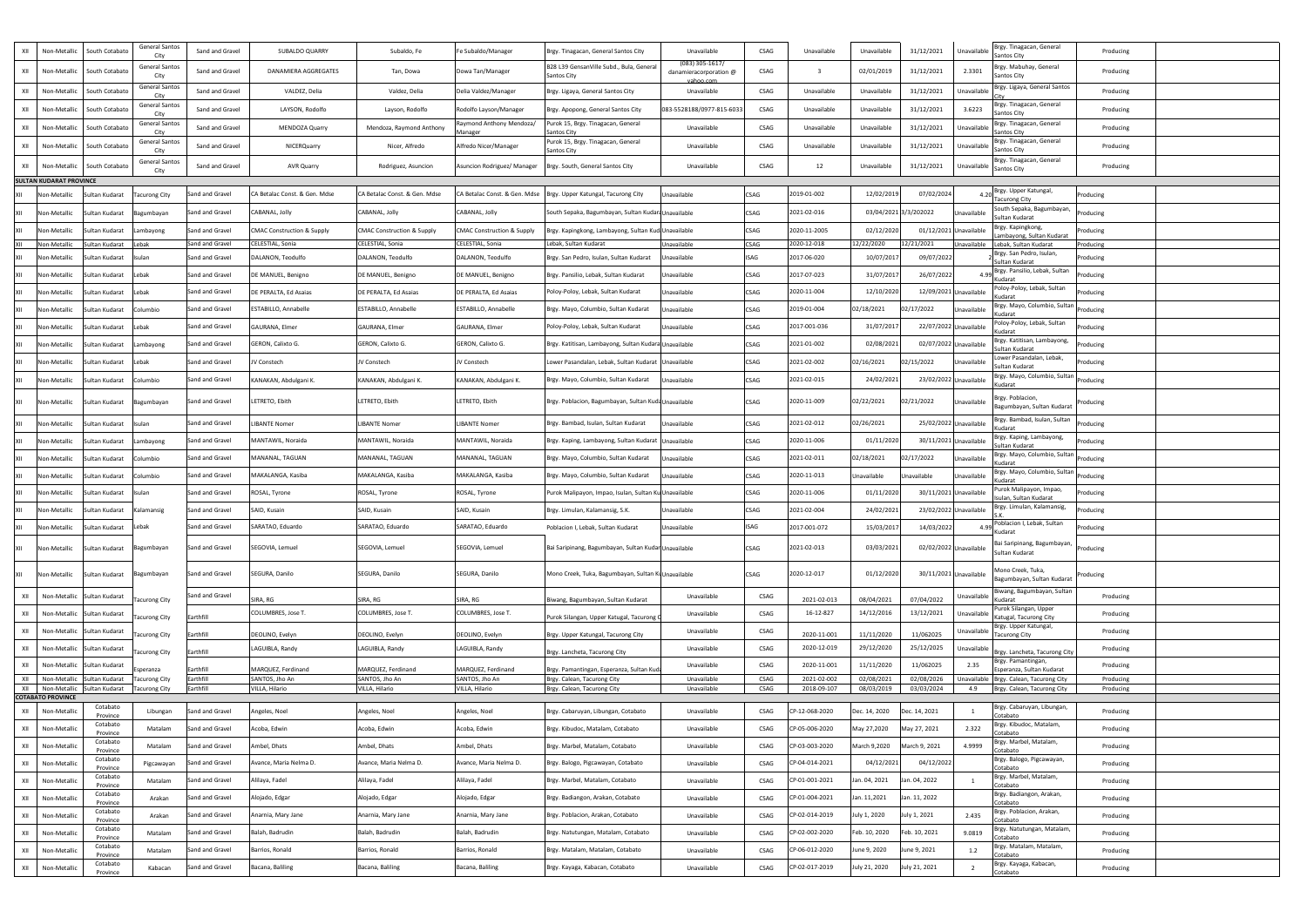| XII | Non-Metallic | South Cotabato | General Santos City | Sand and Gravel | SUBALDO QUARRY | Subaldo, Fe | Fe Subaldo/Manager | Brgy. Tinagacan, General Santos City | Unavailable | CSAG | Unavailable | Unavailable | 31/12/2021 | Unavailable | Brgy. Tinagacan, General Santos City | Producing | |
|---|---|---|---|---|---|---|---|---|---|---|---|---|---|---|---|---|---|
| XII | Non-Metallic | South Cotabato | General Santos City | Sand and Gravel | DANAMIERA AGGREGATES | Tan, Dowa | Dowa Tan/Manager | B28 L39 GensanVille Subd., Bula, General Santos City | (083) 305-1617/ danamieracorporation @ yahoo.com | CSAG | 3 | 02/01/2019 | 31/12/2021 | 2.3301 | Brgy. Mabuhay, General Santos City | Producing | |
| XII | Non-Metallic | South Cotabato | General Santos City | Sand and Gravel | VALDEZ, Delia | Valdez, Delia | Delia Valdez/Manager | Brgy. Ligaya, General Santos City | Unavailable | CSAG | Unavailable | Unavailable | 31/12/2021 | Unavailable | Brgy. Ligaya, General Santos City | Producing | |
| XII | Non-Metallic | South Cotabato | General Santos City | Sand and Gravel | LAYSON, Rodolfo | Layson, Rodolfo | Rodolfo Layson/Manager | Brgy. Apopong, General Santos City | 083-5528188/0977-815-6033 | CSAG | Unavailable | Unavailable | 31/12/2021 | 3.6223 | Brgy. Tinagacan, General Santos City | Producing | |
| XII | Non-Metallic | South Cotabato | General Santos City | Sand and Gravel | MENDOZA Quarry | Mendoza, Raymond Anthony | Raymond Anthony Mendoza/ Manager | Purok 15, Brgy. Tinagacan, General Santos City | Unavailable | CSAG | Unavailable | Unavailable | 31/12/2021 | Unavailable | Brgy. Tinagacan, General Santos City | Producing | |
| XII | Non-Metallic | South Cotabato | General Santos City | Sand and Gravel | NICERQuarry | Nicer, Alfredo | Alfredo Nicer/Manager | Purok 15, Brgy. Tinagacan, General Santos City | Unavailable | CSAG | Unavailable | Unavailable | 31/12/2021 | Unavailable | Brgy. Tinagacan, General Santos City | Producing | |
| XII | Non-Metallic | South Cotabato | General Santos City | Sand and Gravel | AVR Quarry | Rodriguez, Asuncion | Asuncion Rodriguez/ Manager | Brgy. South, General Santos City | Unavailable | CSAG | 12 | Unavailable | 31/12/2021 | Unavailable | Brgy. Tinagacan, General Santos City | Producing | |
| **SULTAN KUDARAT PROVINCE** | | | | | | | | | | | | | | | | | |
| XII | Non-Metallic | Sultan Kudarat | Tacurong City | Sand and Gravel | CA Betalac Const. & Gen. Mdse | CA Betalac Const. & Gen. Mdse | CA Betalac Const. & Gen. Mdse | Brgy. Upper Katungal, Tacurong City | Unavailable | CSAG | 2019-01-002 | 12/02/2019 | 07/02/2024 | 4.20 | Brgy. Upper Katungal, Tacurong City | Producing | |
| XII | Non-Metallic | Sultan Kudarat | Bagumbayan | Sand and Gravel | CABANAL, Jolly | CABANAL, Jolly | CABANAL, Jolly | South Sepaka, Bagumbayan, Sultan Kudarat | Unavailable | CSAG | 2021-02-016 | 03/04/2021 | 3/3/202022 | Unavailable | South Sepaka, Bagumbayan, Sultan Kudarat | Producing | |
| XII | Non-Metallic | Sultan Kudarat | Lambayong | Sand and Gravel | CMAC Construction & Supply | CMAC Construction & Supply | CMAC Construction & Supply | Brgy. Kapingkong, Lambayong, Sultan Kudarat | Unavailable | CSAG | 2020-11-2005 | 02/12/2020 | 01/12/2021 | Unavailable | Brgy. Kapingkong, Lambayong, Sultan Kudarat | Producing | |
| XII | Non-Metallic | Sultan Kudarat | Lebak | Sand and Gravel | CELESTIAL, Sonia | CELESTIAL, Sonia | CELESTIAL, Sonia | Lebak, Sultan Kudarat | Unavailable | CSAG | 2020-12-018 | 12/22/2020 | 12/21/2021 | Unavailable | Lebak, Sultan Kudarat | Producing | |
| XII | Non-Metallic | Sultan Kudarat | Isulan | Sand and Gravel | DALANON, Teodulfo | DALANON, Teodulfo | DALANON, Teodulfo | Brgy. San Pedro, Isulan, Sultan Kudarat | Unavailable | ISAG | 2017-06-020 | 10/07/2017 | 09/07/2022 | 2 | Brgy. San Pedro, Isulan, Sultan Kudarat | Producing | |
| XII | Non-Metallic | Sultan Kudarat | Lebak | Sand and Gravel | DE MANUEL, Benigno | DE MANUEL, Benigno | DE MANUEL, Benigno | Brgy. Pansilio, Lebak, Sultan Kudarat | Unavailable | CSAG | 2017-07-023 | 31/07/2017 | 26/07/2022 | 4.99 | Brgy. Pansilio, Lebak, Sultan Kudarat | Producing | |
| XII | Non-Metallic | Sultan Kudarat | Lebak | Sand and Gravel | DE PERALTA, Ed Asaias | DE PERALTA, Ed Asaias | DE PERALTA, Ed Asaias | Poloy-Poloy, Lebak, Sultan Kudarat | Unavailable | CSAG | 2020-11-004 | 12/10/2020 | 12/09/2021 | Unavailable | Poloy-Poloy, Lebak, Sultan Kudarat | Producing | |
| XII | Non-Metallic | Sultan Kudarat | Columbio | Sand and Gravel | ESTABILLO, Annabelle | ESTABILLO, Annabelle | ESTABILLO, Annabelle | Brgy. Mayo, Columbio, Sultan Kudarat | Unavailable | CSAG | 2019-01-004 | 02/18/2021 | 02/17/2022 | Unavailable | Brgy. Mayo, Columbio, Sultan Kudarat | Producing | |
| XII | Non-Metallic | Sultan Kudarat | Lebak | Sand and Gravel | GAURANA, Elmer | GAURANA, Elmer | GAURANA, Elmer | Poloy-Poloy, Lebak, Sultan Kudarat | Unavailable | CSAG | 2017-001-036 | 31/07/2017 | 22/07/2022 | Unavailable | Poloy-Poloy, Lebak, Sultan Kudarat | Producing | |
| XII | Non-Metallic | Sultan Kudarat | Lambayong | Sand and Gravel | GERON, Calixto G. | GERON, Calixto G. | GERON, Calixto G. | Brgy. Katitisan, Lambayong, Sultan Kudarat | Unavailable | CSAG | 2021-01-002 | 02/08/2021 | 02/07/2022 | Unavailable | Brgy. Katitisan, Lambayong, Sultan Kudarat | Producing | |
| XII | Non-Metallic | Sultan Kudarat | Lebak | Sand and Gravel | JV Constech | JV Constech | JV Constech | Lower Pasandalan, Lebak, Sultan Kudarat | Unavailable | CSAG | 2021-02-002 | 02/16/2021 | 02/15/2022 | Unavailable | Lower Pasandalan, Lebak, Sultan Kudarat | Producing | |
| XII | Non-Metallic | Sultan Kudarat | Columbio | Sand and Gravel | KANAKAN, Abdulgani K. | KANAKAN, Abdulgani K. | KANAKAN, Abdulgani K. | Brgy. Mayo, Columbio, Sultan Kudarat | Unavailable | CSAG | 2021-02-015 | 24/02/2021 | 23/02/2022 | Unavailable | Brgy. Mayo, Columbio, Sultan Kudarat | Producing | |
| XII | Non-Metallic | Sultan Kudarat | Bagumbayan | Sand and Gravel | LETRETO, Ebith | LETRETO, Ebith | LETRETO, Ebith | Brgy. Poblacion, Bagumbayan, Sultan Kudarat | Unavailable | CSAG | 2020-11-009 | 02/22/2021 | 02/21/2022 | Unavailable | Brgy. Poblacion, Bagumbayan, Sultan Kudarat | Producing | |
| XII | Non-Metallic | Sultan Kudarat | Isulan | Sand and Gravel | LIBANTE Nomer | LIBANTE Nomer | LIBANTE Nomer | Brgy. Bambad, Isulan, Sultan Kudarat | Unavailable | CSAG | 2021-02-012 | 02/26/2021 | 25/02/2022 | Unavailable | Brgy. Bambad, Isulan, Sultan Kudarat | Producing | |
| XII | Non-Metallic | Sultan Kudarat | Lambayong | Sand and Gravel | MANTAWIL, Noraida | MANTAWIL, Noraida | MANTAWIL, Noraida | Brgy. Kaping, Lambayong, Sultan Kudarat | Unavailable | CSAG | 2020-11-006 | 01/11/2020 | 30/11/2021 | Unavailable | Brgy. Kaping, Lambayong, Sultan Kudarat | Producing | |
| XII | Non-Metallic | Sultan Kudarat | Columbio | Sand and Gravel | MANANAL, TAGUAN | MANANAL, TAGUAN | MANANAL, TAGUAN | Brgy. Mayo, Columbio, Sultan Kudarat | Unavailable | CSAG | 2021-02-011 | 02/18/2021 | 02/17/2022 | Unavailable | Brgy. Mayo, Columbio, Sultan Kudarat | Producing | |
| XII | Non-Metallic | Sultan Kudarat | Columbio | Sand and Gravel | MAKALANGA, Kasiba | MAKALANGA, Kasiba | MAKALANGA, Kasiba | Brgy. Mayo, Columbio, Sultan Kudarat | Unavailable | CSAG | 2020-11-013 | Unavailable | Unavailable | Unavailable | Brgy. Mayo, Columbio, Sultan Kudarat | Producing | |
| XII | Non-Metallic | Sultan Kudarat | Isulan | Sand and Gravel | ROSAL, Tyrone | ROSAL, Tyrone | ROSAL, Tyrone | Purok Malipayon, Impao, Isulan, Sultan Kudarat | Unavailable | CSAG | 2020-11-006 | 01/11/2020 | 30/11/2021 | Unavailable | Purok Malipayon, Impao, Isulan, Sultan Kudarat | Producing | |
| XII | Non-Metallic | Sultan Kudarat | Kalamansig | Sand and Gravel | SAID, Kusain | SAID, Kusain | SAID, Kusain | Brgy. Limulan, Kalamansig, S.K. | Unavailable | CSAG | 2021-02-004 | 24/02/2021 | 23/02/2022 | Unavailable | Brgy. Limulan, Kalamansig, S.K. | Producing | |
| XII | Non-Metallic | Sultan Kudarat | Lebak | Sand and Gravel | SARATAO, Eduardo | SARATAO, Eduardo | SARATAO, Eduardo | Poblacion I, Lebak, Sultan Kudarat | Unavailable | ISAG | 2017-001-072 | 15/03/2017 | 14/03/2022 | 4.99 | Poblacion I, Lebak, Sultan Kudarat | Producing | |
| XII | Non-Metallic | Sultan Kudarat | Bagumbayan | Sand and Gravel | SEGOVIA, Lemuel | SEGOVIA, Lemuel | SEGOVIA, Lemuel | Bai Saripinang, Bagumbayan, Sultan Kudarat | Unavailable | CSAG | 2021-02-013 | 03/03/2021 | 02/02/2022 | Unavailable | Bai Saripinang, Bagumbayan, Sultan Kudarat | Producing | |
| XII | Non-Metallic | Sultan Kudarat | Bagumbayan | Sand and Gravel | SEGURA, Danilo | SEGURA, Danilo | SEGURA, Danilo | Mono Creek, Tuka, Bagumbayan, Sultan Kudarat | Unavailable | CSAG | 2020-12-017 | 01/12/2020 | 30/11/2021 | Unavailable | Mono Creek, Tuka, Bagumbayan, Sultan Kudarat | Producing | |
| XII | Non-Metallic | Sultan Kudarat | Tacurong City | Sand and Gravel | SIRA, RG | SIRA, RG | SIRA, RG | Biwang, Bagumbayan, Sultan Kudarat | Unavailable | CSAG | 2021-02-013 | 08/04/2021 | 07/04/2022 | Unavailable | Biwang, Bagumbayan, Sultan Kudarat | Producing | |
| XII | Non-Metallic | Sultan Kudarat | Tacurong City | Earthfill | COLUMBRES, Jose T. | COLUMBRES, Jose T. | COLUMBRES, Jose T. | Purok Silangan, Upper Katugal, Tacurong C | Unavailable | CSAG | 16-12-827 | 14/12/2016 | 13/12/2021 | Unavailable | Purok Silangan, Upper Katugal, Tacurong City | Producing | |
| XII | Non-Metallic | Sultan Kudarat | Tacurong City | Earthfill | DEOLINO, Evelyn | DEOLINO, Evelyn | DEOLINO, Evelyn | Brgy. Upper Katungal, Tacurong City | Unavailable | CSAG | 2020-11-001 | 11/11/2020 | 11/062025 | Unavailable | Brgy. Upper Katungal, Tacurong City | Producing | |
| XII | Non-Metallic | Sultan Kudarat | Tacurong City | Earthfill | LAGUIBLA, Randy | LAGUIBLA, Randy | LAGUIBLA, Randy | Brgy. Lancheta, Tacurong City | Unavailable | CSAG | 2020-12-019 | 29/12/2020 | 25/12/2025 | Unavailable | Brgy. Lancheta, Tacurong City | Producing | |
| XII | Non-Metallic | Sultan Kudarat | Esperanza | Earthfill | MARQUEZ, Ferdinand | MARQUEZ, Ferdinand | MARQUEZ, Ferdinand | Brgy. Pamantingan, Esperanza, Sultan Kuda | Unavailable | CSAG | 2020-11-001 | 11/11/2020 | 11/062025 | 2.35 | Brgy. Pamantingan, Esperanza, Sultan Kudarat | Producing | |
| XII | Non-Metallic | Sultan Kudarat | Tacurong City | Earthfill | SANTOS, Jho An | SANTOS, Jho An | SANTOS, Jho An | Brgy. Calean, Tacurong City | Unavailable | CSAG | 2021-02-002 | 02/08/2021 | 02/08/2026 | Unavailable | Brgy. Calean, Tacurong City | Producing | |
| XII | Non-Metallic | Sultan Kudarat | Tacurong City | Earthfill | VILLA, Hilario | VILLA, Hilario | VILLA, Hilario | Brgy. Calean, Tacurong City | Unavailable | CSAG | 2018-09-107 | 08/03/2019 | 03/03/2024 | 4.9 | Brgy. Calean, Tacurong City | Producing | |
| **COTABATO PROVINCE** | | | | | | | | | | | | | | | | | |
| XII | Non-Metallic | Cotabato Province | Libungan | Sand and Gravel | Angeles, Noel | Angeles, Noel | Angeles, Noel | Brgy. Cabaruyan, Libungan, Cotabato | Unavailable | CSAG | CP-12-068-2020 | Dec. 14, 2020 | Dec. 14, 2021 | 1 | Brgy. Cabaruyan, Libungan, Cotabato | Producing | |
| XII | Non-Metallic | Cotabato Province | Matalam | Sand and Gravel | Acoba, Edwin | Acoba, Edwin | Acoba, Edwin | Brgy. Kibudoc, Matalam, Cotabato | Unavailable | CSAG | CP-05-006-2020 | May 27,2020 | May 27, 2021 | 2.322 | Brgy. Kibudoc, Matalam, Cotabato | Producing | |
| XII | Non-Metallic | Cotabato Province | Matalam | Sand and Gravel | Ambel, Dhats | Ambel, Dhats | Ambel, Dhats | Brgy. Marbel, Matalam, Cotabato | Unavailable | CSAG | CP-03-003-2020 | March 9,2020 | March 9, 2021 | 4.9999 | Brgy. Marbel, Matalam, Cotabato | Producing | |
| XII | Non-Metallic | Cotabato Province | Pigcawayan | Sand and Gravel | Avance, Maria Nelma D. | Avance, Maria Nelma D. | Avance, Maria Nelma D. | Brgy. Balogo, Pigcawayan, Cotabato | Unavailable | CSAG | CP-04-014-2021 | 04/12/2021 | 04/12/2022 | | Brgy. Balogo, Pigcawayan, Cotabato | Producing | |
| XII | Non-Metallic | Cotabato Province | Matalam | Sand and Gravel | Alilaya, Fadel | Alilaya, Fadel | Alilaya, Fadel | Brgy. Marbel, Matalam, Cotabato | Unavailable | CSAG | CP-01-001-2021 | Jan. 04, 2021 | Jan. 04, 2022 | 1 | Brgy. Marbel, Matalam, Cotabato | Producing | |
| XII | Non-Metallic | Cotabato Province | Arakan | Sand and Gravel | Alojado, Edgar | Alojado, Edgar | Alojado, Edgar | Brgy. Badiangon, Arakan, Cotabato | Unavailable | CSAG | CP-01-004-2021 | Jan. 11,2021 | Jan. 11, 2022 | | Brgy. Badiangon, Arakan, Cotabato | Producing | |
| XII | Non-Metallic | Cotabato Province | Arakan | Sand and Gravel | Anarnia, Mary Jane | Anarnia, Mary Jane | Anarnia, Mary Jane | Brgy. Poblacion, Arakan, Cotabato | Unavailable | CSAG | CP-02-014-2019 | July 1, 2020 | July 1, 2021 | 2.435 | Brgy. Poblacion, Arakan, Cotabato | Producing | |
| XII | Non-Metallic | Cotabato Province | Matalam | Sand and Gravel | Balah, Badrudin | Balah, Badrudin | Balah, Badrudin | Brgy. Natutungan, Matalam, Cotabato | Unavailable | CSAG | CP-02-002-2020 | Feb. 10, 2020 | Feb. 10, 2021 | 9.0819 | Brgy. Natutungan, Matalam, Cotabato | Producing | |
| XII | Non-Metallic | Cotabato Province | Matalam | Sand and Gravel | Barrios, Ronald | Barrios, Ronald | Barrios, Ronald | Brgy. Matalam, Matalam, Cotabato | Unavailable | CSAG | CP-06-012-2020 | June 9, 2020 | June 9, 2021 | 1.2 | Brgy. Matalam, Matalam, Cotabato | Producing | |
| XII | Non-Metallic | Cotabato Province | Kabacan | Sand and Gravel | Bacana, Baliling | Bacana, Baliling | Bacana, Baliling | Brgy. Kayaga, Kabacan, Cotabato | Unavailable | CSAG | CP-02-017-2019 | July 21, 2020 | July 21, 2021 | 2 | Brgy. Kayaga, Kabacan, Cotabato | Producing | |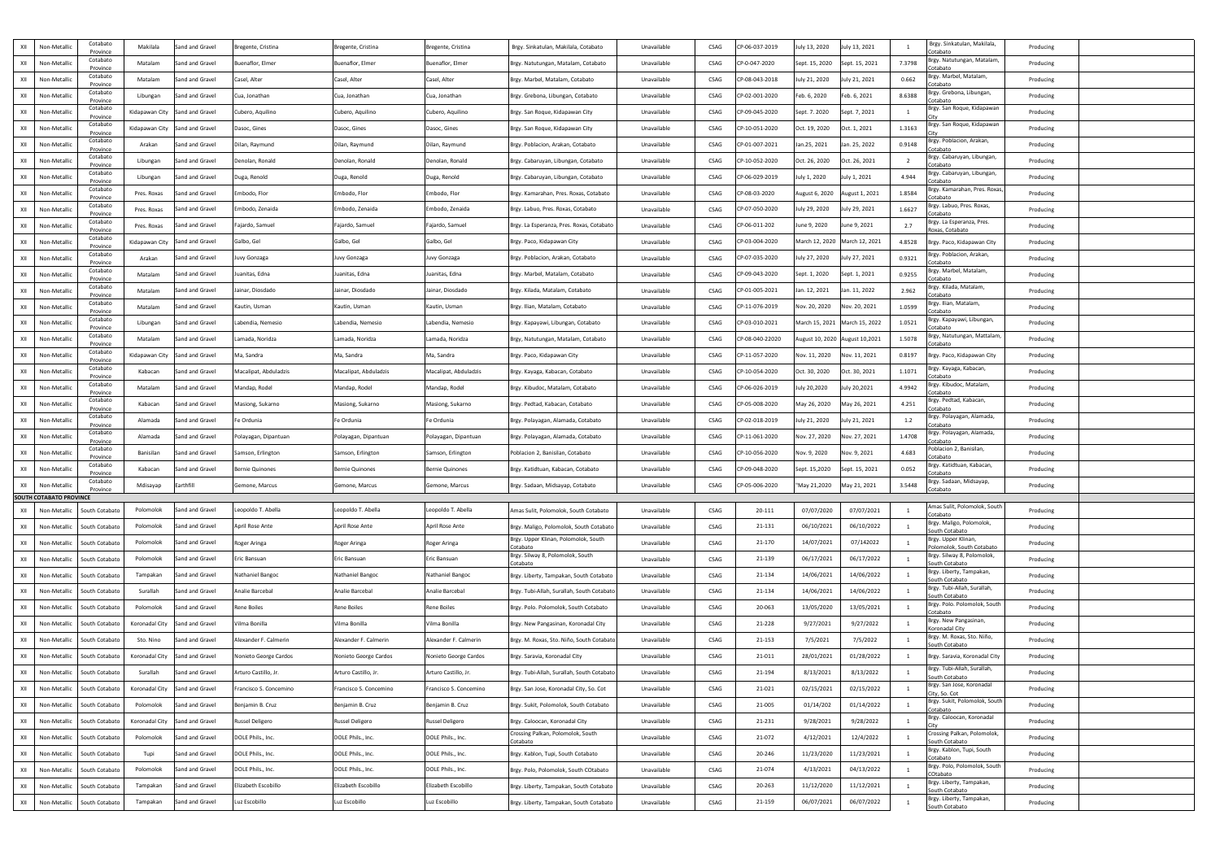| | | | | | | | | | | | | | | | | | |
|---|---|---|---|---|---|---|---|---|---|---|---|---|---|---|---|---|---|
| XII | Non-Metallic | Cotabato Province | Makilala | Sand and Gravel | Bregente, Cristina | Bregente, Cristina | Bregente, Cristina | Brgy. Sinkatulan, Makilala, Cotabato | Unavailable | CSAG | CP-06-037-2019 | July 13, 2020 | July 13, 2021 | 1 | Brgy. Sinkatulan, Makilala, Cotabato | Producing | |
| XII | Non-Metallic | Cotabato Province | Matalam | Sand and Gravel | Buenaflor, Elmer | Buenaflor, Elmer | Buenaflor, Elmer | Brgy. Natutungan, Matalam, Cotabato | Unavailable | CSAG | CP-0-047-2020 | Sept. 15, 2020 | Sept. 15, 2021 | 7.3798 | Brgy. Natutungan, Matalam, Cotabato | Producing | |
| XII | Non-Metallic | Cotabato Province | Matalam | Sand and Gravel | Casel, Alter | Casel, Alter | Casel, Alter | Brgy. Marbel, Matalam, Cotabato | Unavailable | CSAG | CP-08-043-2018 | July 21, 2020 | July 21, 2021 | 0.662 | Brgy. Marbel, Matalam, Cotabato | Producing | |
| XII | Non-Metallic | Cotabato Province | Libungan | Sand and Gravel | Cua, Jonathan | Cua, Jonathan | Cua, Jonathan | Brgy. Grebona, Libungan, Cotabato | Unavailable | CSAG | CP-02-001-2020 | Feb. 6, 2020 | Feb. 6, 2021 | 8.6388 | Brgy. Grebona, Libungan, Cotabato | Producing | |
| XII | Non-Metallic | Cotabato Province | Kidapawan City | Sand and Gravel | Cubero, Aquilino | Cubero, Aquilino | Cubero, Aquilino | Brgy. San Roque, Kidapawan City | Unavailable | CSAG | CP-09-045-2020 | Sept. 7. 2020 | Sept. 7, 2021 | 1 | Brgy. San Roque, Kidapawan City | Producing | |
| XII | Non-Metallic | Cotabato Province | Kidapawan City | Sand and Gravel | Dasoc, Gines | Dasoc, Gines | Dasoc, Gines | Brgy. San Roque, Kidapawan City | Unavailable | CSAG | CP-10-051-2020 | Oct. 19, 2020 | Oct. 1, 2021 | 1.3163 | Brgy. San Roque, Kidapawan City | Producing | |
| XII | Non-Metallic | Cotabato Province | Arakan | Sand and Gravel | Dilan, Raymund | Dilan, Raymund | Dilan, Raymund | Brgy. Poblacion, Arakan, Cotabato | Unavailable | CSAG | CP-01-007-2021 | Jan.25, 2021 | Jan. 25, 2022 | 0.9148 | Brgy. Poblacion, Arakan, Cotabato | Producing | |
| XII | Non-Metallic | Cotabato Province | Libungan | Sand and Gravel | Denolan, Ronald | Denolan, Ronald | Denolan, Ronald | Brgy. Cabaruyan, Libungan, Cotabato | Unavailable | CSAG | CP-10-052-2020 | Oct. 26, 2020 | Oct. 26, 2021 | 2 | Brgy. Cabaruyan, Libungan, Cotabato | Producing | |
| XII | Non-Metallic | Cotabato Province | Libungan | Sand and Gravel | Duga, Renold | Duga, Renold | Duga, Renold | Brgy. Cabaruyan, Libungan, Cotabato | Unavailable | CSAG | CP-06-029-2019 | July 1, 2020 | July 1, 2021 | 4.944 | Brgy. Cabaruyan, Libungan, Cotabato | Producing | |
| XII | Non-Metallic | Cotabato Province | Pres. Roxas | Sand and Gravel | Embodo, Flor | Embodo, Flor | Embodo, Flor | Brgy. Kamarahan, Pres. Roxas, Cotabato | Unavailable | CSAG | CP-08-03-2020 | August 6, 2020 | August 1, 2021 | 1.8584 | Brgy. Kamarahan, Pres. Roxas, Cotabato | Producing | |
| XII | Non-Metallic | Cotabato Province | Pres. Roxas | Sand and Gravel | Embodo, Zenaida | Embodo, Zenaida | Embodo, Zenaida | Brgy. Labuo, Pres. Roxas, Cotabato | Unavailable | CSAG | CP-07-050-2020 | July 29, 2020 | July 29, 2021 | 1.6627 | Brgy. Labuo, Pres. Roxas, Cotabato | Producing | |
| XII | Non-Metallic | Cotabato Province | Pres. Roxas | Sand and Gravel | Fajardo, Samuel | Fajardo, Samuel | Fajardo, Samuel | Brgy. La Esperanza, Pres. Roxas, Cotabato | Unavailable | CSAG | CP-06-011-202 | June 9, 2020 | June 9, 2021 | 2.7 | Brgy. La Esperanza, Pres. Roxas, Cotabato | Producing | |
| XII | Non-Metallic | Cotabato Province | Kidapawan City | Sand and Gravel | Galbo, Gel | Galbo, Gel | Galbo, Gel | Brgy. Paco, Kidapawan City | Unavailable | CSAG | CP-03-004-2020 | March 12, 2020 | March 12, 2021 | 4.8528 | Brgy. Paco, Kidapawan City | Producing | |
| XII | Non-Metallic | Cotabato Province | Arakan | Sand and Gravel | Juvy Gonzaga | Juvy Gonzaga | Juvy Gonzaga | Brgy. Poblacion, Arakan, Cotabato | Unavailable | CSAG | CP-07-035-2020 | July 27, 2020 | July 27, 2021 | 0.9321 | Brgy. Poblacion, Arakan, Cotabato | Producing | |
| XII | Non-Metallic | Cotabato Province | Matalam | Sand and Gravel | Juanitas, Edna | Juanitas, Edna | Juanitas, Edna | Brgy. Marbel, Matalam, Cotabato | Unavailable | CSAG | CP-09-043-2020 | Sept. 1, 2020 | Sept. 1, 2021 | 0.9255 | Brgy. Marbel, Matalam, Cotabato | Producing | |
| XII | Non-Metallic | Cotabato Province | Matalam | Sand and Gravel | Jainar, Diosdado | Jainar, Diosdado | Jainar, Diosdado | Brgy. Kilada, Matalam, Cotabato | Unavailable | CSAG | CP-01-005-2021 | Jan. 12, 2021 | Jan. 11, 2022 | 2.962 | Brgy. Kilada, Matalam, Cotabato | Producing | |
| XII | Non-Metallic | Cotabato Province | Matalam | Sand and Gravel | Kautin, Usman | Kautin, Usman | Kautin, Usman | Brgy. Ilian, Matalam, Cotabato | Unavailable | CSAG | CP-11-076-2019 | Nov. 20, 2020 | Nov. 20, 2021 | 1.0599 | Brgy. Ilian, Matalam, Cotabato | Producing | |
| XII | Non-Metallic | Cotabato Province | Libungan | Sand and Gravel | Labendia, Nemesio | Labendia, Nemesio | Labendia, Nemesio | Brgy. Kapayawi, Libungan, Cotabato | Unavailable | CSAG | CP-03-010-2021 | March 15, 2021 | March 15, 2022 | 1.0521 | Brgy. Kapayawi, Libungan, Cotabato | Producing | |
| XII | Non-Metallic | Cotabato Province | Matalam | Sand and Gravel | Lamada, Noridza | Lamada, Noridza | Lamada, Noridza | Brgy, Natutungan, Matalam, Cotabato | Unavailable | CSAG | CP-08-040-22020 | August 10, 2020 | August 10,2021 | 1.5078 | Brgy, Natutungan, Mattalam, Cotabato | Producing | |
| XII | Non-Metallic | Cotabato Province | Kidapawan City | Sand and Gravel | Ma, Sandra | Ma, Sandra | Ma, Sandra | Brgy. Paco, Kidapawan City | Unavailable | CSAG | CP-11-057-2020 | Nov. 11, 2020 | Nov. 11, 2021 | 0.8197 | Brgy. Paco, Kidapawan City | Producing | |
| XII | Non-Metallic | Cotabato Province | Kabacan | Sand and Gravel | Macalipat, Abduladzis | Macalipat, Abduladzis | Macalipat, Abduladzis | Brgy. Kayaga, Kabacan, Cotabato | Unavailable | CSAG | CP-10-054-2020 | Oct. 30, 2020 | Oct. 30, 2021 | 1.1071 | Brgy. Kayaga, Kabacan, Cotabato | Producing | |
| XII | Non-Metallic | Cotabato Province | Matalam | Sand and Gravel | Mandap, Rodel | Mandap, Rodel | Mandap, Rodel | Brgy. Kibudoc, Matalam, Cotabato | Unavailable | CSAG | CP-06-026-2019 | July 20,2020 | July 20,2021 | 4.9942 | Brgy. Kibudoc, Matalam, Cotabato | Producing | |
| XII | Non-Metallic | Cotabato Province | Kabacan | Sand and Gravel | Masiong, Sukarno | Masiong, Sukarno | Masiong, Sukarno | Brgy. Pedtad, Kabacan, Cotabato | Unavailable | CSAG | CP-05-008-2020 | May 26, 2020 | May 26, 2021 | 4.251 | Brgy. Pedtad, Kabacan, Cotabato | Producing | |
| XII | Non-Metallic | Cotabato Province | Alamada | Sand and Gravel | Fe Ordunia | Fe Ordunia | Fe Ordunia | Brgy. Polayagan, Alamada, Cotabato | Unavailable | CSAG | CP-02-018-2019 | July 21, 2020 | July 21, 2021 | 1.2 | Brgy. Polayagan, Alamada, Cotabato | Producing | |
| XII | Non-Metallic | Cotabato Province | Alamada | Sand and Gravel | Polayagan, Dipantuan | Polayagan, Dipantuan | Polayagan, Dipantuan | Brgy. Polayagan, Alamada, Cotabato | Unavailable | CSAG | CP-11-061-2020 | Nov. 27, 2020 | Nov. 27, 2021 | 1.4708 | Brgy. Polayagan, Alamada, Cotabato | Producing | |
| XII | Non-Metallic | Cotabato Province | Banisilan | Sand and Gravel | Samson, Erlington | Samson, Erlington | Samson, Erlington | Poblacion 2, Banisilan, Cotabato | Unavailable | CSAG | CP-10-056-2020 | Nov. 9, 2020 | Nov. 9, 2021 | 4.683 | Poblacion 2, Banisilan, Cotabato | Producing | |
| XII | Non-Metallic | Cotabato Province | Kabacan | Sand and Gravel | Bernie Quinones | Bernie Quinones | Bernie Quinones | Brgy. Katidtuan, Kabacan, Cotabato | Unavailable | CSAG | CP-09-048-2020 | Sept. 15,2020 | Sept. 15, 2021 | 0.052 | Brgy. Katidtuan, Kabacan, Cotabato | Producing | |
| XII | Non-Metallic | Cotabato Province | Midsayap | Earthfill | Gemone, Marcus | Gemone, Marcus | Gemone, Marcus | Brgy. Sadaan, Midsayap, Cotabato | Unavailable | CSAG | CP-05-006-2020 | "May 21,2020 | May 21, 2021 | 3.5448 | Brgy. Sadaan, Midsayap, Cotabato | Producing | |
| **SOUTH COTABATO PROVINCE** | | | | | | | | | | | | | | | | | |
| XII | Non-Metallic | South Cotabato | Polomolok | Sand and Gravel | Leopoldo T. Abella | Leopoldo T. Abella | Leopoldo T. Abella | Amas Sulit, Polomolok, South Cotabato | Unavailable | CSAG | 20-111 | 07/07/2020 | 07/07/2021 | 1 | Amas Sulit, Polomolok, South Cotabato | Producing | |
| XII | Non-Metallic | South Cotabato | Polomolok | Sand and Gravel | April Rose Ante | April Rose Ante | April Rose Ante | Brgy. Maligo, Polomolok, South Cotabato | Unavailable | CSAG | 21-131 | 06/10/2021 | 06/10/2022 | 1 | Brgy. Maligo, Polomolok, South Cotabato | Producing | |
| XII | Non-Metallic | South Cotabato | Polomolok | Sand and Gravel | Roger Aringa | Roger Aringa | Roger Aringa | Brgy. Upper Klinan, Polomolok, South Cotabato | Unavailable | CSAG | 21-170 | 14/07/2021 | 07/142022 | 1 | Brgy. Upper Klinan, Polomolok, South Cotabato | Producing | |
| XII | Non-Metallic | South Cotabato | Polomolok | Sand and Gravel | Eric Bansuan | Eric Bansuan | Eric Bansuan | Brgy. Silway 8, Polomolok, South Cotabato | Unavailable | CSAG | 21-139 | 06/17/2021 | 06/17/2022 | 1 | Brgy. Silway 8, Polomolok, South Cotabato | Producing | |
| XII | Non-Metallic | South Cotabato | Tampakan | Sand and Gravel | Nathaniel Bangoc | Nathaniel Bangoc | Nathaniel Bangoc | Brgy. Liberty, Tampakan, South Cotabato | Unavailable | CSAG | 21-134 | 14/06/2021 | 14/06/2022 | 1 | Brgy. Liberty, Tampakan, South Cotabato | Producing | |
| XII | Non-Metallic | South Cotabato | Surallah | Sand and Gravel | Analie Barcebal | Analie Barcebal | Analie Barcebal | Brgy. Tubi-Allah, Surallah, South Cotabato | Unavailable | CSAG | 21-134 | 14/06/2021 | 14/06/2022 | 1 | Brgy. Tubi-Allah, Surallah, South Cotabato | Producing | |
| XII | Non-Metallic | South Cotabato | Polomolok | Sand and Gravel | Rene Boiles | Rene Boiles | Rene Boiles | Brgy. Polo. Polomolok, South Cotabato | Unavailable | CSAG | 20-063 | 13/05/2020 | 13/05/2021 | 1 | Brgy. Polo. Polomolok, South Cotabato | Producing | |
| XII | Non-Metallic | South Cotabato | Koronadal City | Sand and Gravel | Vilma Bonilla | Vilma Bonilla | Vilma Bonilla | Brgy. New Pangasinan, Koronadal City | Unavailable | CSAG | 21-228 | 9/27/2021 | 9/27/2022 | 1 | Brgy. New Pangasinan, Koronadal City | Producing | |
| XII | Non-Metallic | South Cotabato | Sto. Nino | Sand and Gravel | Alexander F. Calmerin | Alexander F. Calmerin | Alexander F. Calmerin | Brgy. M. Roxas, Sto. Niño, South Cotabato | Unavailable | CSAG | 21-153 | 7/5/2021 | 7/5/2022 | 1 | Brgy. M. Roxas, Sto. Niño, South Cotabato | Producing | |
| XII | Non-Metallic | South Cotabato | Koronadal City | Sand and Gravel | Nonieto George Cardos | Nonieto George Cardos | Nonieto George Cardos | Brgy. Saravia, Koronadal City | Unavailable | CSAG | 21-011 | 28/01/2021 | 01/28/2022 | 1 | Brgy. Saravia, Koronadal City | Producing | |
| XII | Non-Metallic | South Cotabato | Surallah | Sand and Gravel | Arturo Castillo, Jr. | Arturo Castillo, Jr. | Arturo Castillo, Jr. | Brgy. Tubi-Allah, Surallah, South Cotabato | Unavailable | CSAG | 21-194 | 8/13/2021 | 8/13/2022 | 1 | Brgy. Tubi-Allah, Surallah, South Cotabato | Producing | |
| XII | Non-Metallic | South Cotabato | Koronadal City | Sand and Gravel | Francisco S. Concemino | Francisco S. Concemino | Francisco S. Concemino | Brgy. San Jose, Koronadal City, So. Cot | Unavailable | CSAG | 21-021 | 02/15/2021 | 02/15/2022 | 1 | Brgy. San Jose, Koronadal City, So. Cot | Producing | |
| XII | Non-Metallic | South Cotabato | Polomolok | Sand and Gravel | Benjamin B. Cruz | Benjamin B. Cruz | Benjamin B. Cruz | Brgy. Sukit, Polomolok, South Cotabato | Unavailable | CSAG | 21-005 | 01/14/202 | 01/14/2022 | 1 | Brgy. Sukit, Polomolok, South Cotabato | Producing | |
| XII | Non-Metallic | South Cotabato | Koronadal City | Sand and Gravel | Russel Deligero | Russel Deligero | Russel Deligero | Brgy. Caloocan, Koronadal City | Unavailable | CSAG | 21-231 | 9/28/2021 | 9/28/2022 | 1 | Brgy. Caloocan, Koronadal City | Producing | |
| XII | Non-Metallic | South Cotabato | Polomolok | Sand and Gravel | DOLE Phils., Inc. | DOLE Phils., Inc. | DOLE Phils., Inc. | Crossing Palkan, Polomolok, South Cotabato | Unavailable | CSAG | 21-072 | 4/12/2021 | 12/4/2022 | 1 | Crossing Palkan, Polomolok, South Cotabato | Producing | |
| XII | Non-Metallic | South Cotabato | Tupi | Sand and Gravel | DOLE Phils., Inc. | DOLE Phils., Inc. | DOLE Phils., Inc. | Brgy. Kablon, Tupi, South Cotabato | Unavailable | CSAG | 20-246 | 11/23/2020 | 11/23/2021 | 1 | Brgy. Kablon, Tupi, South Cotabato | Producing | |
| XII | Non-Metallic | South Cotabato | Polomolok | Sand and Gravel | DOLE Phils., Inc. | DOLE Phils., Inc. | DOLE Phils., Inc. | Brgy. Polo, Polomolok, South COtabato | Unavailable | CSAG | 21-074 | 4/13/2021 | 04/13/2022 | 1 | Brgy. Polo, Polomolok, South COtabato | Producing | |
| XII | Non-Metallic | South Cotabato | Tampakan | Sand and Gravel | Elizabeth Escobillo | Elizabeth Escobillo | Elizabeth Escobillo | Brgy. Liberty, Tampakan, South Cotabato | Unavailable | CSAG | 20-263 | 11/12/2020 | 11/12/2021 | 1 | Brgy. Liberty, Tampakan, South Cotabato | Producing | |
| XII | Non-Metallic | South Cotabato | Tampakan | Sand and Gravel | Luz Escobillo | Luz Escobillo | Luz Escobillo | Brgy. Liberty, Tampakan, South Cotabato | Unavailable | CSAG | 21-159 | 06/07/2021 | 06/07/2022 | 1 | Brgy. Liberty, Tampakan, South Cotabato | Producing | |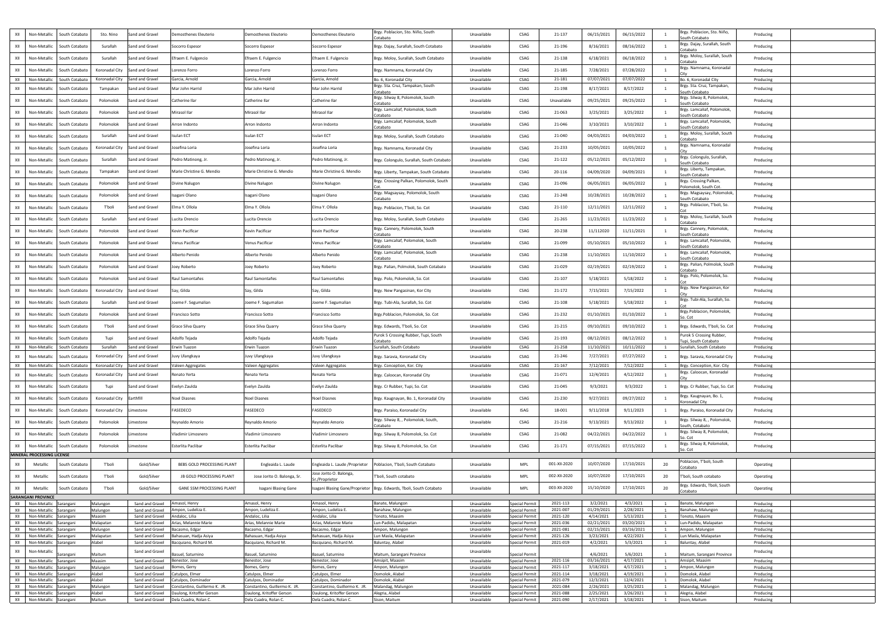| XII | Non-Metallic | South Cotabato | Sto. Nino | Sand and Gravel | Demosthenes Eleuterio | Demosthenes Eleuterio | Demosthenes Eleuterio | Brgy. Poblacion, Sto. Niño, South Cotabato | Unavailable | CSAG | 21-137 | 06/15/2021 | 06/15/2022 | 1 | Brgy. Poblacion, Sto. Niño, South Cotabato | Producing | |
|---|---|---|---|---|---|---|---|---|---|---|---|---|---|---|---|---|---|
| XII | Non-Metallic | South Cotabato | Surallah | Sand and Gravel | Socorro Espesor | Socorro Espesor | Socorro Espesor | Brgy. Dajay, Surallah, South Cotabato | Unavailable | CSAG | 21-196 | 8/16/2021 | 08/16/2022 | 1 | Brgy. Dajay, Surallah, South Cotabato | Producing | |
| XII | Non-Metallic | South Cotabato | Surallah | Sand and Gravel | Efraem E. Fulgencio | Efraem E. Fulgencio | Efraem E. Fulgencio | Brgy. Moloy, Surallah, South Cotabato | Unavailable | CSAG | 21-138 | 6/18/2021 | 06/18/2022 | 1 | Brgy. Moloy, Surallah, South Cotabato | Producing | |
| XII | Non-Metallic | South Cotabato | Koronadal City | Sand and Gravel | Lorenzo Forro | Lorenzo Forro | Lorenzo Forro | Brgy. Namnama, Koronadal City | Unavailable | CSAG | 21-185 | 7/28/2021 | 07/28/2022 | 1 | Brgy. Namnama, Koronadal City | Producing | |
| XII | Non-Metallic | South Cotabato | Koronadal City | Sand and Gravel | Garcia, Arnold | Garcia, Arnold | Garcia, Arnold | Bo. 6, Koronadal City | Unavailable | CSAG | 21-181 | 07/07/2021 | 07/07/2022 | 1 | Bo. 6, Koronadal City | Producing | |
| XII | Non-Metallic | South Cotabato | Tampakan | Sand and Gravel | Mar John Harrid | Mar John Harrid | Mar John Harrid | Brgy. Sta. Cruz, Tampakan, South Cotabato | Unavailable | CSAG | 21-198 | 8/17/2021 | 8/17/2022 | 1 | Brgy. Sta. Cruz, Tampakan, South Cotabato | Producing | |
| XII | Non-Metallic | South Cotabato | Polomolok | Sand and Gravel | Catherine Ilar | Catherine Ilar | Catherine Ilar | Brgy. Silway 8, Polomolok, South Cotabato | Unavailable | CSAG | Unavailable | 09/25/2021 | 09/25/2022 | 1 | Brgy. Silway 8, Polomolok, South Cotabato | Producing | |
| XII | Non-Metallic | South Cotabato | Polomolok | Sand and Gravel | Mirasol Ilar | Mirasol Ilar | Mirasol Ilar | Brgy. Lamcaliaf, Polomolok, South Cotabato | Unavailable | CSAG | 21-063 | 3/25/2021 | 3/25/2022 | 1 | Brgy. Lamcaliaf, Polomolok, South Cotabato | Producing | |
| XII | Non-Metallic | South Cotabato | Polomolok | Sand and Gravel | Arron Indonto | Arron Indonto | Arron Indonto | Brgy. Lamcaliaf, Polomolok, South Cotabato | Unavailable | CSAG | 21-046 | 3/10/2021 | 3/10/2022 | 1 | Brgy. Lamcaliaf, Polomolok, South Cotabato | Producing | |
| XII | Non-Metallic | South Cotabato | Surallah | Sand and Gravel | Isulan ECT | Isulan ECT | Isulan ECT | Brgy. Moloy, Surallah, South Cotabato | Unavailable | CSAG | 21-040 | 04/03/2021 | 04/03/2022 | 1 | Brgy. Moloy, Surallah, South Cotabato | Producing | |
| XII | Non-Metallic | South Cotabato | Koronadal City | Sand and Gravel | Josefina Loria | Josefina Loria | Josefina Loria | Brgy. Namnama, Koronadal City | Unavailable | CSAG | 21-233 | 10/05/2021 | 10/05/2022 | 1 | Brgy. Namnama, Koronadal City | Producing | |
| XII | Non-Metallic | South Cotabato | Surallah | Sand and Gravel | Pedro Matinong, Jr. | Pedro Matinong, Jr. | Pedro Matinong, Jr. | Brgy. Colongulo, Surallah, South Cotabato | Unavailable | CSAG | 21-122 | 05/12/2021 | 05/12/2022 | 1 | Brgy. Colongulo, Surallah, South Cotabato | Producing | |
| XII | Non-Metallic | South Cotabato | Tampakan | Sand and Gravel | Marie Christine G. Mendio | Marie Christine G. Mendio | Marie Christine G. Mendio | Brgy. Liberty, Tampakan, South Cotabato | Unavailable | CSAG | 20-116 | 04/09/2020 | 04/09/2021 | 1 | Brgy. Liberty, Tampakan, South Cotabato | Producing | |
| XII | Non-Metallic | South Cotabato | Polomolok | Sand and Gravel | Divine Nalugon | Divine Nalugon | Divine Nalugon | Brgy. Crossing Palkan, Polomolok, South Cot. | Unavailable | CSAG | 21-096 | 06/05/2021 | 06/05/2022 | 1 | Brgy. Crossing Palkan, Polomolok, South Cot. | Producing | |
| XII | Non-Metallic | South Cotabato | Polomolok | Sand and Gravel | Isagani Olano | Isagani Olano | Isagani Olano | Brgy. Magsaysay, Polomolok, South Cotabato | Unavailable | CSAG | 21-248 | 10/28/2021 | 10/28/2022 | 1 | Brgy. Magsaysay, Polomolok, South Cotabato | Producing | |
| XII | Non-Metallic | South Cotabato | T'boli | Sand and Gravel | Elma Y. Ollola | Elma Y. Ollola | Elma Y. Ollola | Brgy. Poblacion, T'boli, So. Cot | Unavailable | CSAG | 21-110 | 12/11/2021 | 12/11/2022 | 1 | Brgy. Poblacion, T'boli, So. Cot | Producing | |
| XII | Non-Metallic | South Cotabato | Surallah | Sand and Gravel | Lucita Orencio | Lucita Orencio | Lucita Orencio | Brgy. Moloy, Surallah, South Cotabato | Unavailable | CSAG | 21-265 | 11/23/2021 | 11/23/2022 | 1 | Brgy. Moloy, Surallah, South Cotabato | Producing | |
| XII | Non-Metallic | South Cotabato | Polomolok | Sand and Gravel | Kevin Pacificar | Kevin Pacificar | Kevin Pacificar | Brgy. Cannery, Polomolok, South Cotabato | Unavailable | CSAG | 20-238 | 11/112020 | 11/11/2021 | 1 | Brgy. Cannery, Polomolok, South Cotabato | Producing | |
| XII | Non-Metallic | South Cotabato | Polomolok | Sand and Gravel | Venus Pacificar | Venus Pacificar | Venus Pacificar | Brgy. Lamcaliaf, Polomolok, South Cotabato | Unavailable | CSAG | 21-099 | 05/10/2021 | 05/10/2022 | 1 | Brgy. Lamcaliaf, Polomolok, South Cotabato | Producing | |
| XII | Non-Metallic | South Cotabato | Polomolok | Sand and Gravel | Alberto Penido | Alberto Penido | Alberto Penido | Brgy. Lamcaliaf, Polomolok, South Cotabato | Unavailable | CSAG | 21-238 | 11/10/2021 | 11/10/2022 | 1 | Brgy. Lamcaliaf, Polomolok, South Cotabato | Producing | |
| XII | Non-Metallic | South Cotabato | Polomolok | Sand and Gravel | Joey Roberto | Joey Roberto | Joey Roberto | Brgy. Palian, Polmolok, South Cotabato | Unavailable | CSAG | 21-029 | 02/19/2021 | 02/19/2022 | 1 | Brgy. Palian, Polmolok, South Cotabato | Producing | |
| XII | Non-Metallic | South Cotabato | Polomolok | Sand and Gravel | Raul Samontañes | Raul Samontañes | Raul Samontañes | Brgy. Polo, Polomolok, So. Cot | Unavailable | CSAG | 21-107 | 5/18/2021 | 5/18/2022 | 1 | Brgy. Polo, Polomolok, So. Cot | Producing | |
| XII | Non-Metallic | South Cotabato | Koronadal City | Sand and Gravel | Say, Gilda | Say, Gilda | Say, Gilda | Brgy. New Pangasinan, Kor City | Unavailable | CSAG | 21-172 | 7/15/2021 | 7/15/2022 | 1 | Brgy. New Pangasinan, Kor City | Producing | |
| XII | Non-Metallic | South Cotabato | Surallah | Sand and Gravel | Joeme F. Segumalian | Joeme F. Segumalian | Joeme F. Segumalian | Brgy. Tubi-Ala, Surallah, So. Cot | Unavailable | CSAG | 21-108 | 5/18/2021 | 5/18/2022 | 1 | Brgy. Tubi-Ala, Surallah, So. Cot | Producing | |
| XII | Non-Metallic | South Cotabato | Polomolok | Sand and Gravel | Francisco Sotto | Francisco Sotto | Francisco Sotto | Brgy.Poblacion, Polomolok, So. Cot | Unavailable | CSAG | 21-232 | 01/10/2021 | 01/10/2022 | 1 | Brgy.Poblacion, Polomolok, So. Cot | Producing | |
| XII | Non-Metallic | South Cotabato | T'boli | Sand and Gravel | Grace Silva Quarry | Grace Silva Quarry | Grace Silva Quarry | Brgy. Edwards, T'boli, So. Cot | Unavailable | CSAG | 21-215 | 09/10/2021 | 09/10/2022 | 1 | Brgy. Edwards, T'boli, So. Cot | Producing | |
| XII | Non-Metallic | South Cotabato | Tupi | Sand and Gravel | Adolfo Tejada | Adolfo Tejada | Adolfo Tejada | Purok 5 Crossing Rubber, Tupi, South Cotabato | Unavailable | CSAG | 21-193 | 08/12/2021 | 08/12/2022 | 1 | Purok 5 Crossing Rubber, Tupi, South Cotabato | Producing | |
| XII | Non-Metallic | South Cotabato | Surallah | Sand and Gravel | Erwin Tuazon | Erwin Tuazon | Erwin Tuazon | Surallah, South Cotabato | Unavailable | CSAG | 21-258 | 11/10/2021 | 10/11/2022 | 1 | Surallah, South Cotabato | Producing | |
| XII | Non-Metallic | South Cotabato | Koronadal City | Sand and Gravel | Juvy Ulangkaya | Juvy Ulangkaya | Juvy Ulangkaya | Brgy. Saravia, Koronadal City | Unavailable | CSAG | 21-246 | 7/27/2021 | 07/27/2022 | 1 | Brgy. Saravia, Koronadal City | Producing | |
| XII | Non-Metallic | South Cotabato | Koronadal City | Sand and Gravel | Valeen Aggregates | Valeen Aggregates | Valeen Aggregates | Brgy. Conception, Kor. City | Unavailable | CSAG | 21-167 | 7/12/2021 | 7/12/2022 | 1 | Brgy. Conception, Kor. City | Producing | |
| XII | Non-Metallic | South Cotabato | Koronadal City | Sand and Gravel | Renato Yerta | Renato Yerta | Renato Yerta | Brgy. Caloocan, Koronadal City | Unavailable | CSAG | 21-071 | 12/4/2021 | 4/12/2022 | 1 | Brgy. Caloocan, Koronadal City | Producing | |
| XII | Non-Metallic | South Cotabato | Tupi | Sand and Gravel | Evelyn Zaulda | Evelyn Zaulda | Evelyn Zaulda | Brgy. Cr Rubber, Tupi, So. Cot | Unavailable | CSAG | 21-045 | 9/3/2021 | 9/3/2022 | 1 | Brgy. Cr Rubber, Tupi, So. Cot | Producing | |
| XII | Non-Metallic | South Cotabato | Koronadal City | Earthfill | Noel Diasnes | Noel Diasnes | Noel Diasnes | Brgy. Kaugnayan, Bo. 1, Koronadal City | Unavailable | CSAG | 21-230 | 9/27/2021 | 09/27/2022 | 1 | Brgy. Kaugnayan, Bo. 1, Koronadal City | Producing | |
| XII | Non-Metallic | South Cotabato | Koronadal City | Limestone | FASEDECO | FASEDECO | FASEDECO | Brgy. Paraiso, Koronadal City | Unavailable | ISAG | 18-001 | 9/11/2018 | 9/11/2023 | 1 | Brgy. Paraiso, Koronadal City | Producing | |
| XII | Non-Metallic | South Cotabato | Polomolok | Limestone | Reynaldo Amorio | Reynaldo Amorio | Reynaldo Amorio | Brgy. Silway 8, , Polomolok, South, Cotabato | Unavailable | CSAG | 21-216 | 9/13/2021 | 9/13/2022 | 1 | Brgy. Silway 8, , Polomolok, South, Cotabato | Producing | |
| XII | Non-Metallic | South Cotabato | Polomolok | Limestone | Vladimir Limosnero | Vladimir Limosnero | Vladimir Limosnero | Brgy. Silway 8, Polomolok, So. Cot | Unavailable | CSAG | 21-082 | 04/22/2021 | 04/22/2022 | 1 | Brgy. Silway 8, Polomolok, So. Cot | Producing | |
| XII | Non-Metallic | South Cotabato | Polomolok | Limestone | Esterlita Paclibar | Esterlita Paclibar | Esterlita Paclibar | Brgy. Silway 8, Polomolok, So. Cot | Unavailable | CSAG | 21-171 | 07/15/2021 | 07/15/2022 | 1 | Brgy. Silway 8, Polomolok, So. Cot | Producing | |
| **MINERAL PROCESSING LICENSE** | | | | | | | | | | | | | | | | | |
| XII | Metallic | South Cotabato | T'boli | Gold/Silver | BEBS GOLD PROCESSING PLANT | Englealda L. Laude | Englealda L. Laude /Proprietor | Poblacion, T'boli, South Cotabato | Unavailable | MPL | 001-XII-2020 | 10/07/2020 | 17/10/2021 | 20 | Poblacion, T'boli, South Cotabato | Operating | |
| XII | Metallic | South Cotabato | T'boli | Gold/Silver | JB GOLD PROCESSING PLANT | Jose Jorito O. Balonga, Sr. | Jose Jorito O. Balonga, Sr./Proprietor | T'boli, South cotabato | Unavailable | MPL | 002-XII-2020 | 10/07/2020 | 17/10/2021 | 20 | T'boli, South cotabato | Operating | |
| XII | Metallic | South Cotabato | T'boli | Gold/Silver | GANE SSM PROCESSING PLANT | Isagani Blasing Gane | Isagani Blasing Gane/Proprietor | Brgy. Edwards, Tboli, South Cotabato | Unavailable | MPL | 003-XII-2020 | 15/10/2020 | 17/10/2021 | 20 | Brgy. Edwards, Tboli, South Cotabato | Operating | |
| **SARANGANI PROVINCE** | | | | | | | | | | | | | | | | | |
| XII | Non-Metallic | Sarangani | Malungon | Sand and Gravel | Amasol, Henry | Amasol, Henry | Amasol, Henry | Banate, Malungon | Unavailable | Special Permit | 2021-113 | 3/2/2021 | 4/3/2021 | 1 | Banate, Malungon | Producing | |
| XII | Non-Metallic | Sarangani | Malungon | Sand and Gravel | Ampon, Ludeliza E. | Ampon, Ludeliza E. | Ampon, Ludeliza E. | Banahaw, Malungon | Unavailable | Special Permit | 2021-007 | 01/29/2021 | 2/28/2021 | 1 | Banahaw, Malungon | Producing | |
| XII | Non-Metallic | Sarangani | Maasim | Sand and Gravel | Andaloc, Lilia | Andaloc, Lilia | Andaloc, Lilia | Tonoto, Maasim | Unavailable | Special Permit | 2021-120 | 4/14/2021 | 5/13/2021 | 1 | Tonoto, Maasim | Producing | |
| XII | Non-Metallic | Sarangani | Malapatan | Sand and Gravel | Arias, Melannie Marie | Arias, Melannie Marie | Arias, Melannie Marie | Lun-Padidu, Malapatan | Unavailable | Special Permit | 2021-036 | 02/21/2021 | 03/20/2021 | 1 | Lun-Padidu, Malapatan | Producing | |
| XII | Non-Metallic | Sarangani | Malungon | Sand and Gravel | Bacasmo, Edgar | Bacasmo, Edgar | Bacasmo, Edgar | Ampon, Malungon | Unavailable | Special Permit | 2021-081 | 02/15/2021 | 03/16/2021 | 1 | Ampon, Malungon | Producing | |
| XII | Non-Metallic | Sarangani | Malapatan | Sand and Gravel | Bahasuan, Hadja Asiya | Bahasuan, Hadja Asiya | Bahasuan, Hadja Asiya | Lun Masla, Malapatan | Unavailable | Special Permit | 2021-126 | 3/23/2021 | 4/22/2021 | 1 | Lun Masla, Malapatan | Producing | |
| XII | Non-Metallic | Sarangani | Alabel | Sand and Gravel | Bacquiano, Richard M. | Bacquiano, Richard M. | Bacquiano, Richard M. | Baluntay, Alabel | Unavailable | Special Permit | 2021-019 | 4/2/2021 | 5/3/2021 | 1 | Baluntay, Alabel | Producing | |
| XII | Non-Metallic | Sarangani | Maitum | Sand and Gravel | Basuel, Saturnino | Basuel, Saturnino | Basuel, Saturnino | Maitum, Sarangani Province | Unavailable | Special Permit | | 4/6/2021 | 5/6/2021 | 1 | Maitum, Sarangani Province | Producing | |
| XII | Non-Metallic | Sarangani | Maasim | Sand and Gravel | Benestor, Jose | Benestor, Jose | Benestor, Jose | Amsipit, Maasim | Unavailable | Special Permit | 2021-116 | 03/16/2021 | 4/17/2021 | 1 | Amsipit, Maasim | Producing | |
| XII | Non-Metallic | Sarangani | Malungon | Sand and Gravel | Bomes, Gerry | Bomes, Gerry | Bomes, Gerry | Ampon, Malungon | Unavailable | Special Permit | 2021-117 | 3/18/2021 | 4/17/2021 | 1 | Ampon, Malungon | Producing | |
| XII | Non-Metallic | Sarangani | Alabel | Sand and Gravel | Catulpos, Elmer | Catulpos, Elmer | Catulpos, Elmer | Domolok, Alabel | Unavailable | Special Permit | 2021-114 | 3/18/2021 | 4/19/2021 | 1 | Domolok, Alabel | Producing | |
| XII | Non-Metallic | Sarangani | Alabel | Sand and Gravel | Catulpos, Dominador | Catulpos, Dominador | Catulpos, Dominador | Domolok, Alabel | Unavailable | Special Permit | 2021-079 | 12/3/2021 | 12/4/2021 | 1 | Domolok, Alabel | Producing | |
| XII | Non-Metallic | Sarangani | Malungon | Sand and Gravel | Constantino, Guillermo K. JR. | Constantino, Guillermo K. JR. | Constantino, Guillermo K. JR. | Malandag, Malungon | Unavailable | Special Permit | 2021-084 | 2/26/2021 | 3/25/2021 | 1 | Malandag, Malungon | Producing | |
| XII | Non-Metallic | Sarangani | Alabel | Sand and Gravel | Daulong, Kritoffer Gerson | Daulong, Kritoffer Gerson | Daulong, Kritoffer Gerson | Alegria, Alabel | Unavailable | Special Permit | 2021-088 | 2/25/2021 | 3/26/2021 | 1 | Alegria, Alabel | Producing | |
| XII | Non-Metallic | Sarangani | Maitum | Sand and Gravel | Dela Cuadra, Rolan C. | Dela Cuadra, Rolan C. | Dela Cuadra, Rolan C. | Sison, Maitum | Unavailable | Special Permit | 2021-090 | 2/17/2021 | 3/18/2021 | 1 | Sison, Maitum | Producing | |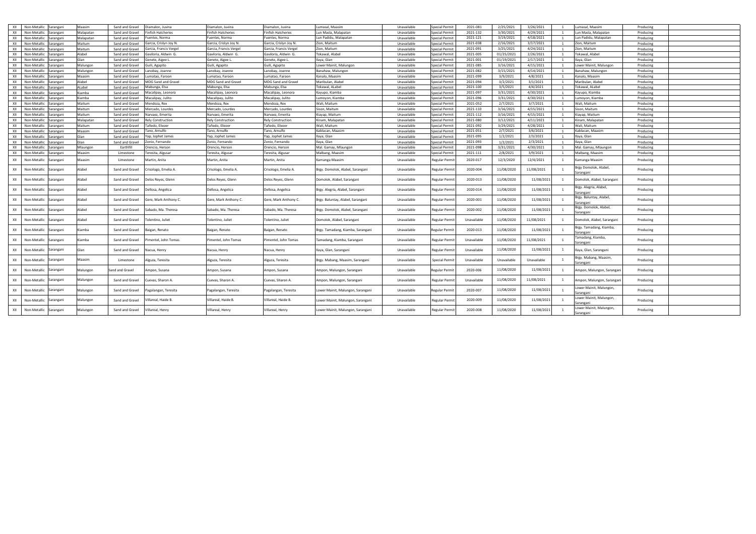| | | | | | | | | | | | | | | | | | | |
|---|---|---|---|---|---|---|---|---|---|---|---|---|---|---|---|---|---|---|
| XII | Non-Metallic | Sarangani | Maasim | Sand and Gravel | Diamalon, Juvina | Diamalon, Juvina | Diamalon, Juvina | Lumasal, Maasim | Unavailable | Special Permit | 2021-081 | 2/25/2021 | 3/26/2021 | 1 | Lumasal, Maasim | Producing | |
| XII | Non-Metallic | Sarangani | Malapatan | Sand and Gravel | Finfish Hatcheries | Finfish Hatcheries | Finfish Hatcheries | Lun Masla, Malapatan | Unavailable | Special Permit | 2021-132 | 3/30/2021 | 4/29/2021 | 1 | Lun Masla, Malapatan | Producing | |
| XII | Non-Metallic | Sarangani | Malapatan | Sand and Gravel | Fuentes, Norma | Fuentes, Norma | Fuentes, Norma | Lun Padidu, Malapatan | Unavailable | Special Permit | 2021-121 | 3/19/2021 | 4/18/2021 | 1 | Lun Padidu, Malapatan | Producing | |
| XII | Non-Metallic | Sarangani | Maitum | Sand and Gravel | Garcia, Crislyn Joy N. | Garcia, Crislyn Joy N. | Garcia, Crislyn Joy N. | Zion, Maitum | Unavailable | Special Permit | 2021-038 | 2/16/2021 | 3/17/2021 | 1 | Zion, Maitum | Producing | |
| XII | Non-Metallic | Sarangani | Maitum | Sand and Gravel | Garcia, Francis Vergel | Garcia, Francis Vergel | Garcia, Francis Vergel | Zion, Maitum | Unavailable | Special Permit | 2021-091 | 3/25/2021 | 4/24/2021 | 1 | Zion, Maitum | Producing | |
| XII | Non-Metallic | Sarangani | Alabel | Sand and Gravel | Gaviloria, Aldwin G. | Gaviloria, Aldwin G. | Gaviloria, Aldwin G. | Tokawal, Alabel | Unavailable | Special Permit | 2021-005 | 01/25/2021 | 2/26/2021 | 1 | Tokawal, Alabel | Producing | |
| XII | Non-Metallic | Sarangani | Glan | Sand and Gravel | Genete, Aigee L. | Genete, Aigee L. | Genete, Aigee L. | Ilaya, Glan | Unavailable | Special Permit | 2021-001 | 01/19/2021 | 2/17/2021 | 1 | Ilaya, Glan | Producing | |
| XII | Non-Metallic | Sarangani | Malungon | Sand and Gravel | Guili, Agapito | Guili, Agapito | Guili, Agapito | Lower Mainit, Malungon | Unavailable | Special Permit | 2021-085 | 3/16/2021 | 4/15/2021 | 1 | Lower Mainit, Malungon | Producing | |
| XII | Non-Metallic | Sarangani | Malungon | Sand and Gravel | Lanobay, Joanne | Lanobay, Joanne | Lanobay, Joanne | Banahaw, Malungon | Unavailable | Special Permit | 2021-082 | 3/15/2021 | 4/14/2021 | 1 | Banahaw, Malungon | Producing | |
| XII | Non-Metallic | Sarangani | Maasim | Sand and Gravel | Lumatao, Faroon | Lumatao, Faroon | Lumatao, Faroon | Kanalo, Maasim | Unavailable | Special Permit | 2021-099 | 3/9/2021 | 4/8/2021 | 1 | Kanalo, Maasim | Producing | |
| XII | Non-Metallic | Sarangani | Alabel | Sand and Gravel | MDG Sand and Gravel | MDG Sand and Gravel | MDG Sand and Gravel | Maribulan, Alabel | Unavailable | Special Permit | 2021-094 | 3/2/2021 | 3/1/2021 | 1 | Maribulan, Alabel | Producing | |
| XII | Non-Metallic | Sarangani | ALabel | Sand and Gravel | Mabunga, Elsa | Mabunga, Elsa | Mabunga, Elsa | Tokawal, ALabel | Unavailable | Special Permit | 2021-100 | 3/5/2021 | 4/4/2021 | 1 | Tokawal, ALabel | Producing | |
| XII | Non-Metallic | Sarangani | Kiamba | Sand and Gravel | Macalipay, Leonora | Macalipay, Leonora | Macalipay, Leonora | Kayupo, Kiamba | Unavailable | Special Permit | 2021-097 | 3/31/2021 | 4/30/2021 | 1 | Kayupo, Kiamba | Producing | |
| XII | Non-Metallic | Sarangani | Kiamba | Sand and Gravel | Macalipay, Julito | Macalipay, Julito | Macalipay, Julito | Lumoyon, Kiamba | Unavailable | Special Permit | 2021-096 | 3/31/2021 | 4/30/2021 | 1 | Lumoyon, Kiamba | Producing | |
| XII | Non-Metallic | Sarangani | Maitum | Sand and Gravel | Mendoza, Rex | Mendoza, Rex | Mendoza, Rex | Wali, Maitum | Unavailable | Special Permit | 2021-052 | 2/7/2021 | 3/7/2021 | 1 | Wali, Maitum | Producing | |
| XII | Non-Metallic | Sarangani | Maitum | Sand and Gravel | Mercado, Lourdes | Mercado, Lourdes | Mercado, Lourdes | Sison, Maitum | Unavailable | Special Permit | 2021-110 | 3/16/2021 | 4/15/2021 | 1 | Sison, Maitum | Producing | |
| XII | Non-Metallic | Sarangani | Maitum | Sand and Gravel | Narvaez, Emerita | Narvaez, Emerita | Narvaez, Emerita | Kiayap, Maitum | Unavailable | Special Permit | 2021-112 | 3/16/2021 | 4/15/2021 | 1 | Kiayap, Maitum | Producing | |
| XII | Non-Metallic | Sarangani | Malapatan | Sand and Gravel | Rely Construction | Rely Construction | Rely Construction | Kinam, Malapatan | Unavailable | Special Permit | 2021-080 | 3/12/2021 | 4/11/2021 | 1 | Kinam, Malapatan | Producing | |
| XII | Non-Metallic | Sarangani | Maitum | Sand and Gravel | Tañedo, Eliezer | Tañedo, Eliezer | Tañedo, Eliezer | Wali, Maitum | Unavailable | Special Permit | 2021-092 | 3/29/2021 | 4/28/2021 | 1 | Wali, Maitum | Producing | |
| XII | Non-Metallic | Sarangani | Maasim | Sand and Gravel | Tano, Arnulfo | Tano, Arnulfo | Tano, Arnulfo | Kablacan, Maasim | Unavailable | Special Permit | 2021-051 | 2/7/2021 | 3/6/2021 | 1 | Kablacan, Maasim | Producing | |
| XII | Non-Metallic | Sarangani | Glan | Sand and Gravel | Yap, Jophet James | Yap, Jophet James | Yap, Jophet James | Ilaya, Glan | Unavailable | Special Permit | 2021-095 | 1/2/2021 | 2/3/2021 | 1 | Ilaya, Glan | Producing | |
| XII | Non-Metallic | Sarangani | Glan | Sand and Gravel | Zonio, Fernando | Zonio, Fernando | Zonio, Fernando | Ilaya, Glan | Unavailable | Special Permit | 2021-093 | 1/2/2021 | 2/3/2021 | 1 | Ilaya, Glan | Producing | |
| XII | Non-Metallic | Sarangani | Mlaungon | Earthfill | Orencio, Herson | Orencio, Herson | Orencio, Herson | Mal. Gamay, Mlaungon | Unavailable | Special Permit | 2021-098 | 3/31/2021 | 4/30/2021 | 1 | Mal. Gamay, Mlaungon | Producing | |
| XII | Non-Metallic | Sarangani | Maasim | Limestone | Teresita, Algusar | Teresita, Algusar | Teresita, Algusar | Malbang, Maasim | Unavailable | Special Permit | 2021-111 | 2/8/2021 | 3/9/2021 | 1 | Malbang, Maasim | Producing | |
| XII | Non-Metallic | Sarangani | Maasim | Limestone | Martin, Anita | Martin, Anita | Martin, Anita | Kamanga Maasim | Unavailable | Regular Permit | 2020-017 | 12/3/2020 | 12/4/2021 | 1 | Kamanga Maasim | Producing | |
| XII | Non-Metallic | Sarangani | Alabel | Sand and Gravel | Crisologo, Emelia A. | Crisologo, Emelia A. | Crisologo, Emelia A. | Brgy. Domolok, Alabel, Sarangani | Unavailable | Regular Permit | 2020-004 | 11/08/2020 | 11/08/2021 | 1 | Brgy Domolok, Alabel, Sarangani | Producing | |
| XII | Non-Metallic | Sarangani | Alabel | Sand and Gravel | Delos Reyes, Glenn | Delos Reyes, Glenn | Delos Reyes, Glenn | Domolok, Alabel, Sarangani | Unavailable | Regular Permit | 2020-013 | 11/08/2020 | 11/08/2021 | 1 | Domolok, Alabel, Sarangani | Producing | |
| XII | Non-Metallic | Sarangani | Alabel | Sand and Gravel | Dellosa, Angelica | Dellosa, Angelica | Dellosa, Angelica | Brgy. Alegria, Alabel, Sarangani | Unavailable | Regular Permit | 2020-014 | 11/08/2020 | 11/08/2021 | 1 | Brgy. Alegria, Alabel, Sarangani | Producing | |
| XII | Non-Metallic | Sarangani | Alabel | Sand and Gravel | Gere, Mark Anthony C. | Gere, Mark Anthony C. | Gere, Mark Anthony C. | Brgy. Baluntay, Alabel, Sarangani | Unavailable | Regular Permit | 2020-001 | 11/08/2020 | 11/08/2021 | 1 | Brgy. Baluntay, Alabel, Sarangani | Producing | |
| XII | Non-Metallic | Sarangani | Alabel | Sand and Gravel | Sabado, Ma. Theresa | Sabado, Ma. Theresa | Sabado, Ma. Theresa | Brgy. Domolok, Alabel, Sarangani | Unavailable | Regular Permit | 2020-002 | 11/08/2020 | 11/08/2021 | 1 | Brgy. Domolok, Alabel, Sarangani | Producing | |
| XII | Non-Metallic | Sarangani | Alabel | Sand and Gravel | Tolentino, Juliet | Tolentino, Juliet | Tolentino, Juliet | Domolok, Alabel, Sarangani | Unavailable | Regular Permit | Unavailable | 11/08/2020 | 11/08/2021 | 1 | Domolok, Alabel, Sarangani | Producing | |
| XII | Non-Metallic | Sarangani | Kiamba | Sand and Gravel | Baigan, Renato | Baigan, Renato | Baigan, Renato | Brgy. Tamadang, Kiamba, Sarangani | Unavailable | Regular Permit | 2020-013 | 11/08/2020 | 11/08/2021 | 1 | Brgy. Tamadang, Kiamba, Sarangani | Producing | |
| XII | Non-Metallic | Sarangani | Kiamba | Sand and Gravel | Pimentel, John Tomas | Pimentel, John Tomas | Pimentel, John Tomas | Tamadang, Kiamba, Sarangani | Unavailable | Regular Permit | Unavailable | 11/08/2020 | 11/08/2021 | 1 | Tamadang, Kiamba, Sarangani | Producing | |
| XII | Non-Metallic | Sarangani | Glan | Sand and Gravel | Nacua, Henry | Nacua, Henry | Nacua, Henry | Ilaya, Glan, Sarangani | Unavailable | Regular Permit | Unavailable | 11/08/2020 | 11/08/2021 | 1 | Ilaya, Glan, Sarangani | Producing | |
| XII | Non-Metallic | Sarangani | Maasim | Limestone | Alguza, Teresita | Alguza, Teresita | Alguza, Teresita | Brgy. Mabang, Maasim, Sarangani | Unavailable | Special Permit | Unavailable | Unavailable | Unavailable | 1 | Brgy. Mabang, Maasim, Sarangani | Producing | |
| XII | Non-Metallic | Sarangani | Malungon | Sand and Gravel | Ampon, Susana | Ampon, Susana | Ampon, Susana | Ampon, Malungon, Sarangani | Unavailable | Regular Permit | 2020-006 | 11/08/2020 | 11/08/2021 | 1 | Ampon, Malungon, Sarangani | Producing | |
| XII | Non-Metallic | Sarangani | Malungon | Sand and Gravel | Cuevas, Sharon A. | Cuevas, Sharon A. | Cuevas, Sharon A. | Ampon, Malungon, Sarangani | Unavailable | Regular Permit | Unavailable | 11/08/2020 | 11/08/2021 | 1 | Ampon, Malungon, Sarangani | Producing | |
| XII | Non-Metallic | Sarangani | Malungon | Sand and Gravel | Pagalangan, Teresita | Pagalangan, Teresita | Pagalangan, Teresita | Lower Mainit, Malungon, Sarangani | Unavailable | Regular Permit | 2020-007 | 11/08/2020 | 11/08/2021 | 1 | Lower Mainit, Malungon, Sarangani | Producing | |
| XII | Non-Metallic | Sarangani | Malungon | Sand and Gravel | Villareal, Haide B. | Villareal, Haide B. | Villareal, Haide B. | Lower Mainit, Malungon, Sarangani | Unavailable | Regular Permit | 2020-009 | 11/08/2020 | 11/08/2021 | 1 | Lower Mainit, Malungon, Sarangani | Producing | |
| XII | Non-Metallic | Sarangani | Malungon | Sand and Gravel | Villareal, Henry | Villareal, Henry | Villareal, Henry | Lower Mainit, Malungon, Sarangani | Unavailable | Regular Permit | 2020-008 | 11/08/2020 | 11/08/2021 | 1 | Lower Mainit, Malungon, Sarangani | Producing | |